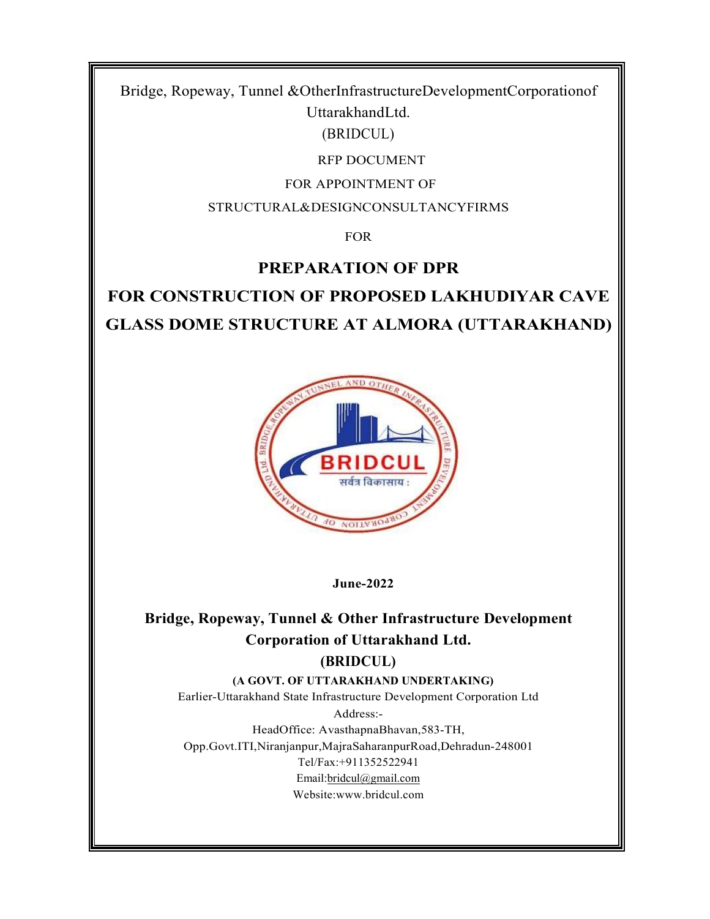Bridge, Ropeway, Tunnel &OtherInfrastructureDevelopmentCorporationof UttarakhandLtd.

(BRIDCUL)

RFP DOCUMENT

FOR APPOINTMENT OF

STRUCTURAL&DESIGNCONSULTANCYFIRMS

FOR

# PREPARATION OF DPR

# FOR CONSTRUCTION OF PROPOSED LAKHUDIYAR CAVE GLASS DOME STRUCTURE AT ALMORA (UTTARAKHAND)

**June-2022**

**Bridge, Ropeway, Tunnel & Other Infrastructure Development Corporation of Uttarakhand Ltd.**

**(BRIDCUL)**

**(A GOVT. OF UTTARAKHAND UNDERTAKING)**

Earlier-Uttarakhand State Infrastructure Development Corporation Ltd

Address:-

HeadOffice: AvasthapnaBhavan,583-TH,

Opp.Govt.ITI,Niranjanpur,MajraSaharanpurRoad,Dehradun-248001

Tel/Fax:+911352522941

Email:bridcul@gmail.com

Website:www.bridcul.com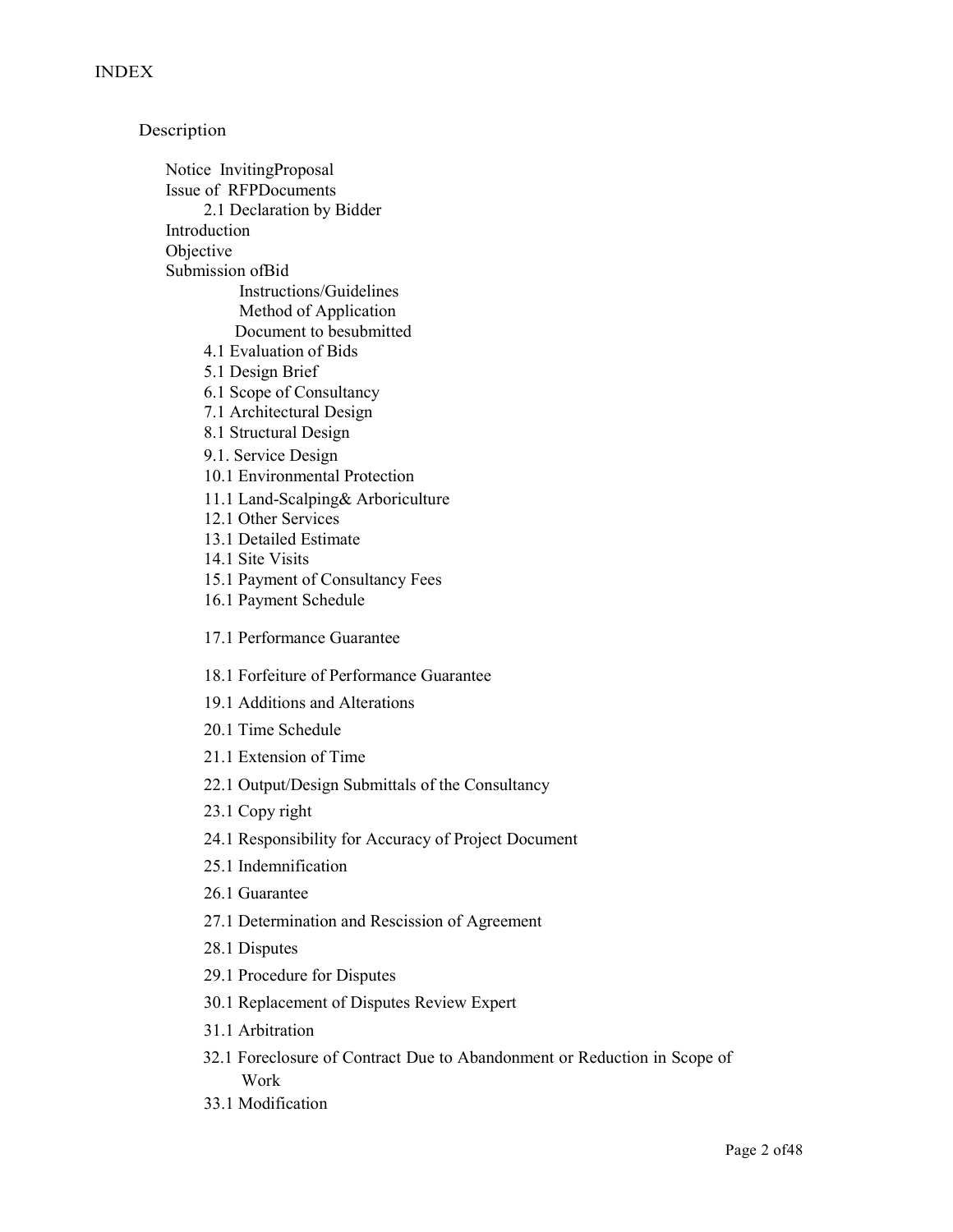INDEX

Description

- Notice InvitingProposal
- Issue of RFPDocuments
  - 2.1 Declaration by Bidder
- Introduction
- Objective
- Submission ofBid
  - Instructions/Guidelines
  - Method of Application
  - Document to besubmitted
  - 4.1 Evaluation of Bids
  - 5.1 Design Brief
  - 6.1 Scope of Consultancy
  - 7.1 Architectural Design
  - 8.1 Structural Design
  - 9.1. Service Design
  - 10.1 Environmental Protection
  - 11.1 Land-Scalping& Arboriculture
  - 12.1 Other Services
  - 13.1 Detailed Estimate
  - 14.1 Site Visits
  - 15.1 Payment of Consultancy Fees
  - 16.1 Payment Schedule
  - 17.1 Performance Guarantee
  - 18.1 Forfeiture of Performance Guarantee
  - 19.1 Additions and Alterations
  - 20.1 Time Schedule
  - 21.1 Extension of Time
  - 22.1 Output/Design Submittals of the Consultancy
  - 23.1 Copy right
  - 24.1 Responsibility for Accuracy of Project Document
  - 25.1 Indemnification
  - 26.1 Guarantee
  - 27.1 Determination and Rescission of Agreement
  - 28.1 Disputes
  - 29.1 Procedure for Disputes
  - 30.1 Replacement of Disputes Review Expert
  - 31.1 Arbitration
  - 32.1 Foreclosure of Contract Due to Abandonment or Reduction in Scope of Work
  - 33.1 Modification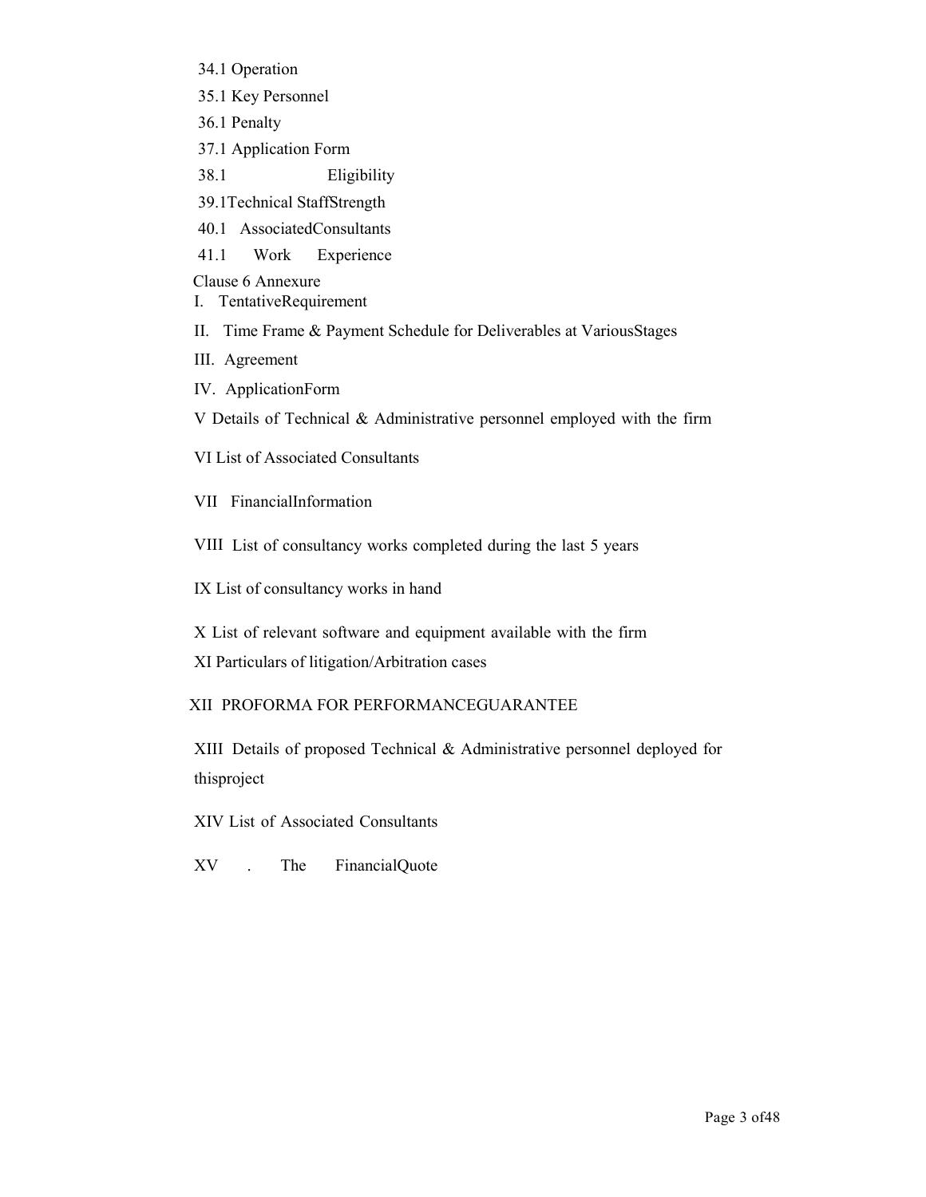34.1 Operation

35.1 Key Personnel

36.1 Penalty

37.1 Application Form

38.1 Eligibility

39.1Technical StaffStrength

40.1 AssociatedConsultants

41.1 Work Experience

Clause 6 Annexure

I. TentativeRequirement

II. Time Frame & Payment Schedule for Deliverables at VariousStages

III. Agreement

IV. ApplicationForm

V Details of Technical & Administrative personnel employed with the firm

VI List of Associated Consultants

VII FinancialInformation

VIII List of consultancy works completed during the last 5 years

IX List of consultancy works in hand

X List of relevant software and equipment available with the firm

XI Particulars of litigation/Arbitration cases

XII PROFORMA FOR PERFORMANCEGUARANTEE

XIII Details of proposed Technical & Administrative personnel deployed for thisproject

XIV List of Associated Consultants

XV . The FinancialQuote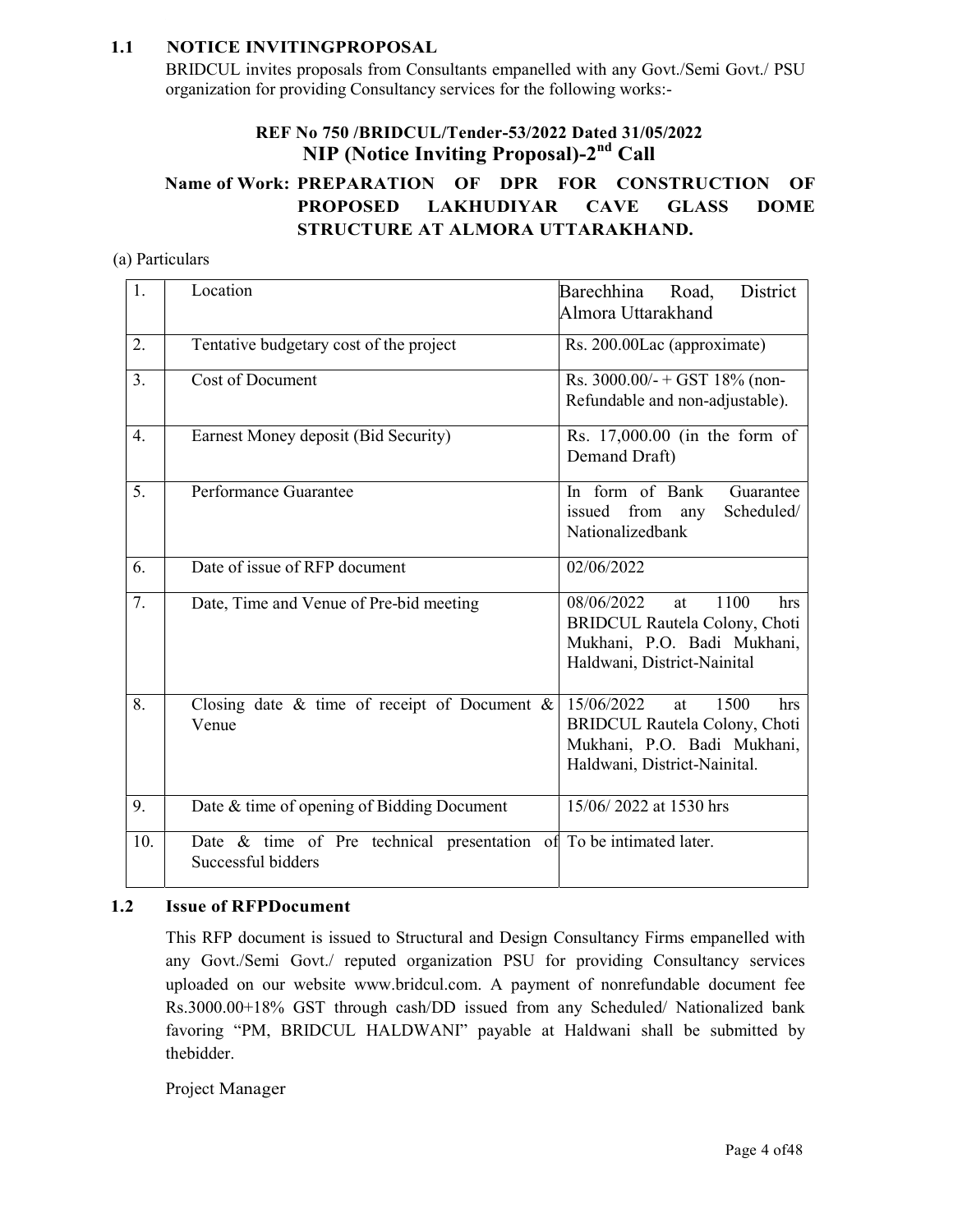## 1.1 NOTICE INVITINGPROPOSAL

BRIDCUL invites proposals from Consultants empanelled with any Govt./Semi Govt./ PSU organization for providing Consultancy services for the following works:-

**REF No 750 /BRIDCUL/Tender-53/2022 Dated 31/05/2022**

**NIP (Notice Inviting Proposal)-2nd Call**

**Name of Work: PREPARATION OF DPR FOR CONSTRUCTION OF PROPOSED LAKHUDIYAR CAVE GLASS DOME STRUCTURE AT ALMORA UTTARAKHAND.**

(a) Particulars

| | | |
|---|---|---|
| 1. | Location | Barechhina Road, District Almora Uttarakhand |
| 2. | Tentative budgetary cost of the project | Rs. 200.00Lac (approximate) |
| 3. | Cost of Document | Rs. 3000.00/- + GST 18% (non-Refundable and non-adjustable). |
| 4. | Earnest Money deposit (Bid Security) | Rs. 17,000.00 (in the form of Demand Draft) |
| 5. | Performance Guarantee | In form of Bank Guarantee issued from any Scheduled/ Nationalizedbank |
| 6. | Date of issue of RFP document | 02/06/2022 |
| 7. | Date, Time and Venue of Pre-bid meeting | 08/06/2022 at 1100 hrs BRIDCUL Rautela Colony, Choti Mukhani, P.O. Badi Mukhani, Haldwani, District-Nainital |
| 8. | Closing date & time of receipt of Document & Venue | 15/06/2022 at 1500 hrs BRIDCUL Rautela Colony, Choti Mukhani, P.O. Badi Mukhani, Haldwani, District-Nainital. |
| 9. | Date & time of opening of Bidding Document | 15/06/ 2022 at 1530 hrs |
| 10. | Date & time of Pre technical presentation of Successful bidders | To be intimated later. |

## 1.2 Issue of RFPDocument

This RFP document is issued to Structural and Design Consultancy Firms empanelled with any Govt./Semi Govt./ reputed organization PSU for providing Consultancy services uploaded on our website www.bridcul.com. A payment of nonrefundable document fee Rs.3000.00+18% GST through cash/DD issued from any Scheduled/ Nationalized bank favoring "PM, BRIDCUL HALDWANI" payable at Haldwani shall be submitted by thebidder.

Project Manager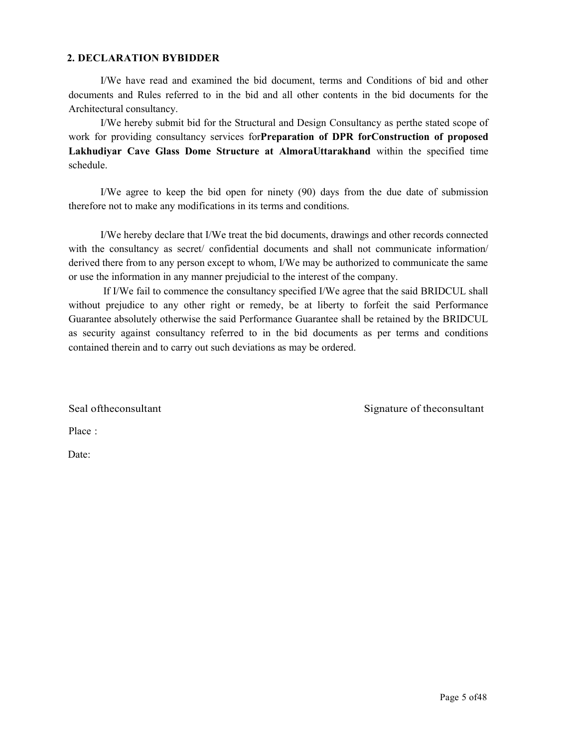## 2. DECLARATION BYBIDDER

I/We have read and examined the bid document, terms and Conditions of bid and other documents and Rules referred to in the bid and all other contents in the bid documents for the Architectural consultancy.

I/We hereby submit bid for the Structural and Design Consultancy as perthe stated scope of work for providing consultancy services for**Preparation of DPR forConstruction of proposed Lakhudiyar Cave Glass Dome Structure at AlmoraUttarakhand** within the specified time schedule.

I/We agree to keep the bid open for ninety (90) days from the due date of submission therefore not to make any modifications in its terms and conditions.

I/We hereby declare that I/We treat the bid documents, drawings and other records connected with the consultancy as secret/ confidential documents and shall not communicate information/ derived there from to any person except to whom, I/We may be authorized to communicate the same or use the information in any manner prejudicial to the interest of the company.

If I/We fail to commence the consultancy specified I/We agree that the said BRIDCUL shall without prejudice to any other right or remedy, be at liberty to forfeit the said Performance Guarantee absolutely otherwise the said Performance Guarantee shall be retained by the BRIDCUL as security against consultancy referred to in the bid documents as per terms and conditions contained therein and to carry out such deviations as may be ordered.

Seal oftheconsultant　　　　　　　　　　　　　　Signature of theconsultant

Place :

Date: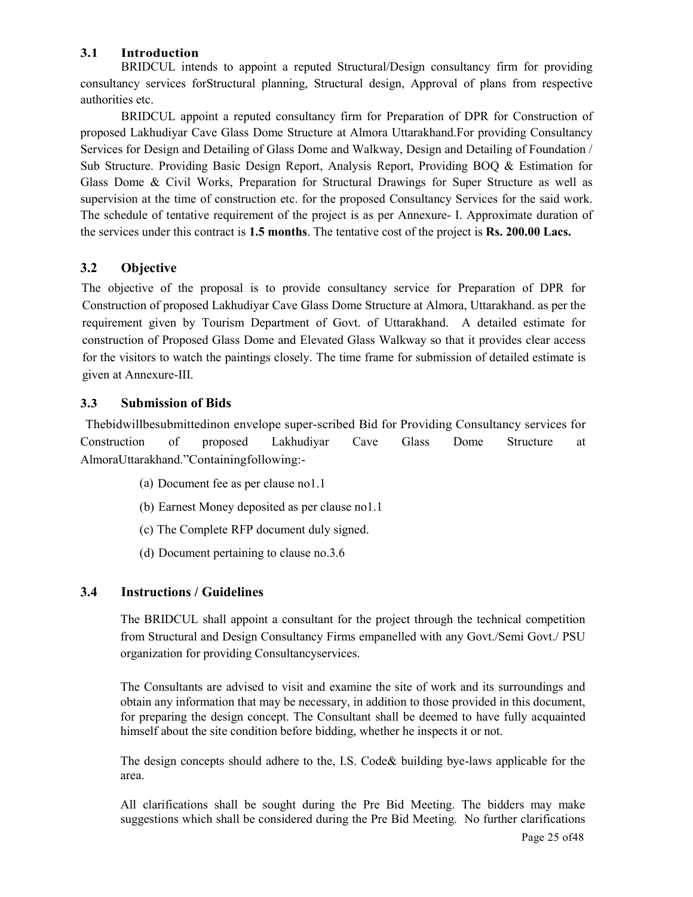### 3.1 Introduction

BRIDCUL intends to appoint a reputed Structural/Design consultancy firm for providing consultancy services forStructural planning, Structural design, Approval of plans from respective authorities etc.

BRIDCUL appoint a reputed consultancy firm for Preparation of DPR for Construction of proposed Lakhudiyar Cave Glass Dome Structure at Almora Uttarakhand.For providing Consultancy Services for Design and Detailing of Glass Dome and Walkway, Design and Detailing of Foundation / Sub Structure. Providing Basic Design Report, Analysis Report, Providing BOQ & Estimation for Glass Dome & Civil Works, Preparation for Structural Drawings for Super Structure as well as supervision at the time of construction etc. for the proposed Consultancy Services for the said work. The schedule of tentative requirement of the project is as per Annexure- I. Approximate duration of the services under this contract is **1.5 months**. The tentative cost of the project is **Rs. 200.00 Lacs.**

### 3.2 Objective

The objective of the proposal is to provide consultancy service for Preparation of DPR for Construction of proposed Lakhudiyar Cave Glass Dome Structure at Almora, Uttarakhand. as per the requirement given by Tourism Department of Govt. of Uttarakhand. A detailed estimate for construction of Proposed Glass Dome and Elevated Glass Walkway so that it provides clear access for the visitors to watch the paintings closely. The time frame for submission of detailed estimate is given at Annexure-III.

### 3.3 Submission of Bids

Thebidwillbesubmittedinon envelope super-scribed Bid for Providing Consultancy services for Construction of proposed Lakhudiyar Cave Glass Dome Structure at AlmoraUttarakhand."Containingfollowing:-

(a) Document fee as per clause no1.1

(b) Earnest Money deposited as per clause no1.1

(c) The Complete RFP document duly signed.

(d) Document pertaining to clause no.3.6

### 3.4 Instructions / Guidelines

The BRIDCUL shall appoint a consultant for the project through the technical competition from Structural and Design Consultancy Firms empanelled with any Govt./Semi Govt./ PSU organization for providing Consultancyservices.

The Consultants are advised to visit and examine the site of work and its surroundings and obtain any information that may be necessary, in addition to those provided in this document, for preparing the design concept. The Consultant shall be deemed to have fully acquainted himself about the site condition before bidding, whether he inspects it or not.

The design concepts should adhere to the, I.S. Code& building bye-laws applicable for the area.

All clarifications shall be sought during the Pre Bid Meeting. The bidders may make suggestions which shall be considered during the Pre Bid Meeting. No further clarifications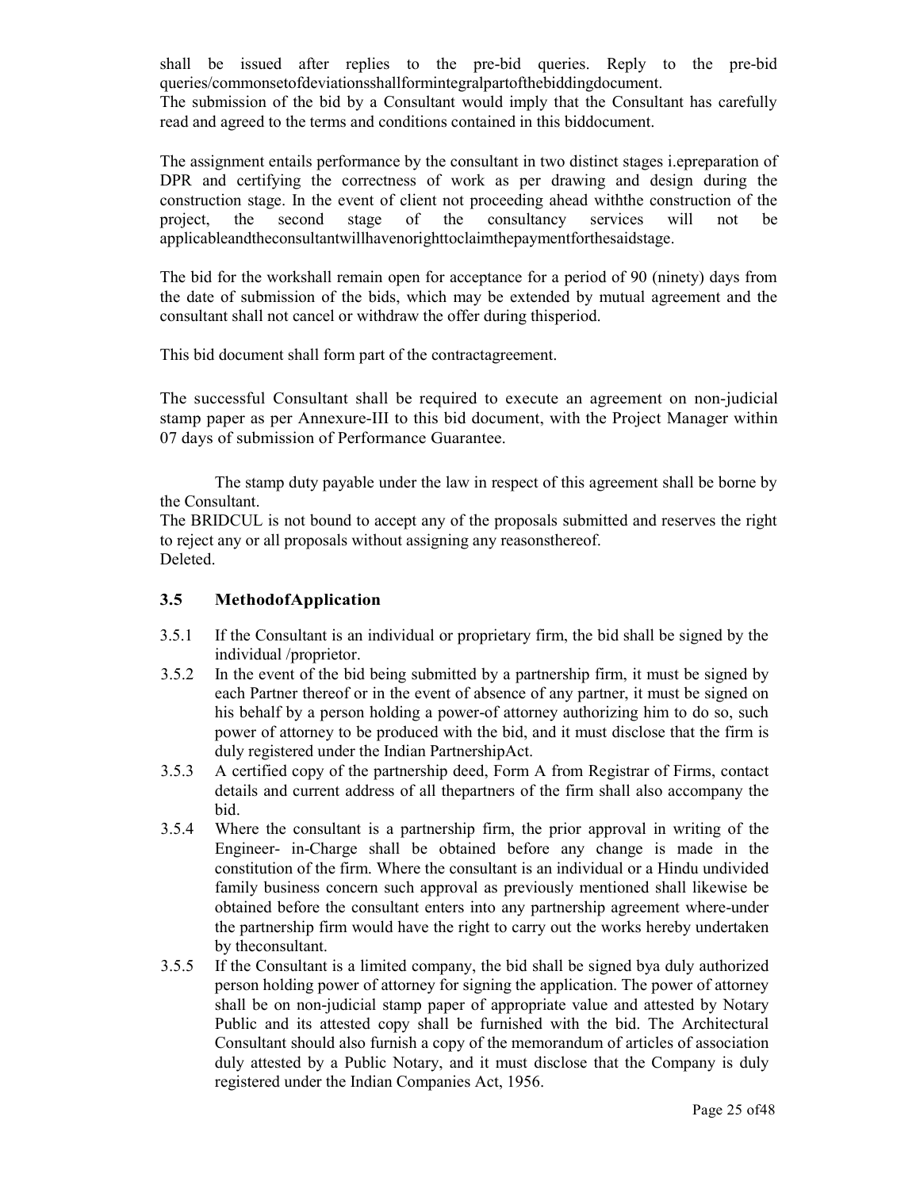shall be issued after replies to the pre-bid queries. Reply to the pre-bid queries/commonsetofdeviationsshallformintegralpartofthebiddingdocument.

The submission of the bid by a Consultant would imply that the Consultant has carefully read and agreed to the terms and conditions contained in this biddocument.

The assignment entails performance by the consultant in two distinct stages i.epreparation of DPR and certifying the correctness of work as per drawing and design during the construction stage. In the event of client not proceeding ahead withthe construction of the project, the second stage of the consultancy services will not be applicableandtheconsultantwillhavenorighttoclaimthepaymentforthesaidstage.

The bid for the workshall remain open for acceptance for a period of 90 (ninety) days from the date of submission of the bids, which may be extended by mutual agreement and the consultant shall not cancel or withdraw the offer during thisperiod.

This bid document shall form part of the contractagreement.

The successful Consultant shall be required to execute an agreement on non-judicial stamp paper as per Annexure-III to this bid document, with the Project Manager within 07 days of submission of Performance Guarantee.

The stamp duty payable under the law in respect of this agreement shall be borne by the Consultant.

The BRIDCUL is not bound to accept any of the proposals submitted and reserves the right to reject any or all proposals without assigning any reasonsthereof.

Deleted.

### 3.5 MethodofApplication

3.5.1 If the Consultant is an individual or proprietary firm, the bid shall be signed by the individual /proprietor.

3.5.2 In the event of the bid being submitted by a partnership firm, it must be signed by each Partner thereof or in the event of absence of any partner, it must be signed on his behalf by a person holding a power-of attorney authorizing him to do so, such power of attorney to be produced with the bid, and it must disclose that the firm is duly registered under the Indian PartnershipAct.

3.5.3 A certified copy of the partnership deed, Form A from Registrar of Firms, contact details and current address of all thepartners of the firm shall also accompany the bid.

3.5.4 Where the consultant is a partnership firm, the prior approval in writing of the Engineer- in-Charge shall be obtained before any change is made in the constitution of the firm. Where the consultant is an individual or a Hindu undivided family business concern such approval as previously mentioned shall likewise be obtained before the consultant enters into any partnership agreement where-under the partnership firm would have the right to carry out the works hereby undertaken by theconsultant.

3.5.5 If the Consultant is a limited company, the bid shall be signed bya duly authorized person holding power of attorney for signing the application. The power of attorney shall be on non-judicial stamp paper of appropriate value and attested by Notary Public and its attested copy shall be furnished with the bid. The Architectural Consultant should also furnish a copy of the memorandum of articles of association duly attested by a Public Notary, and it must disclose that the Company is duly registered under the Indian Companies Act, 1956.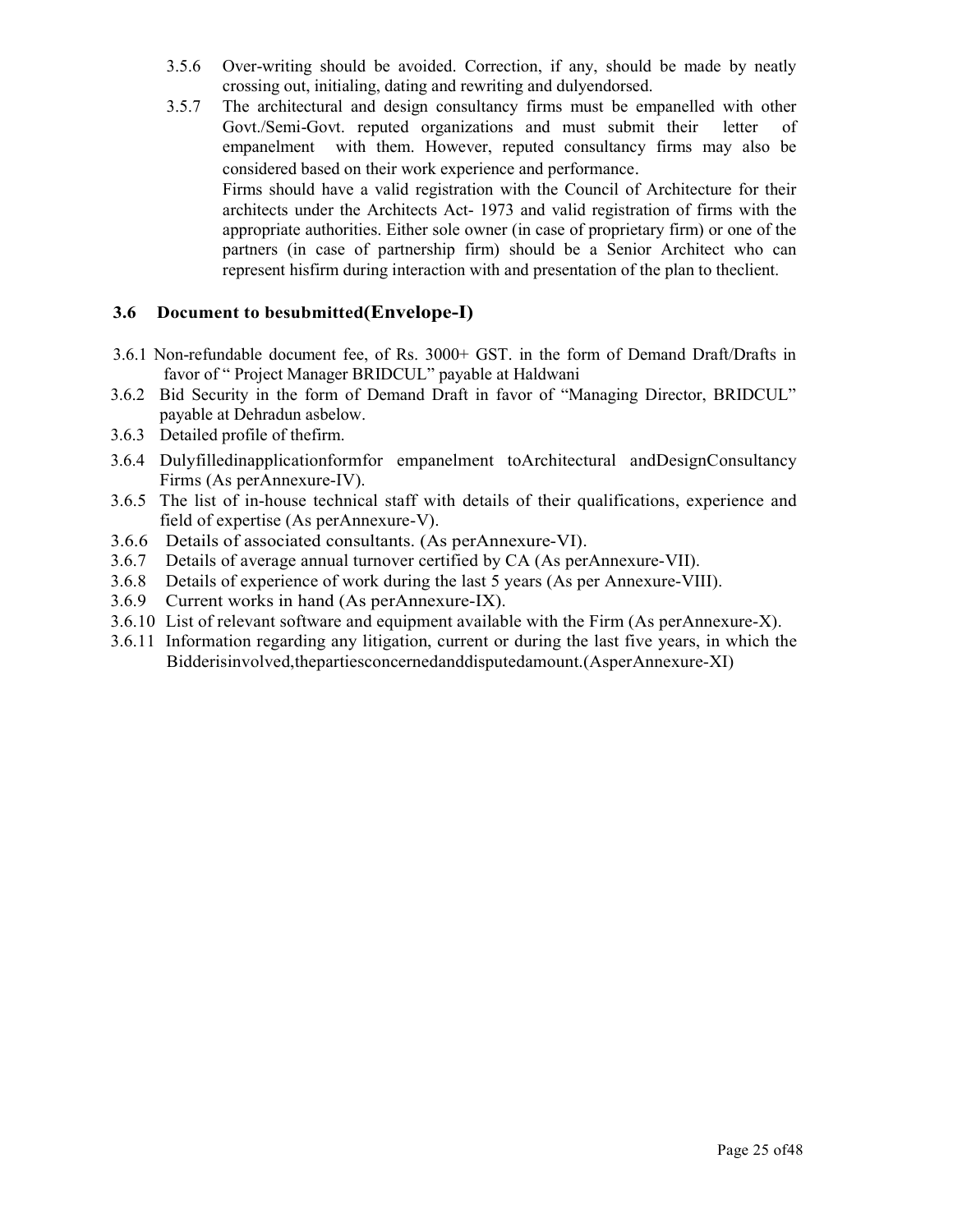3.5.6 Over-writing should be avoided. Correction, if any, should be made by neatly crossing out, initialing, dating and rewriting and dulyendorsed.

3.5.7 The architectural and design consultancy firms must be empanelled with other Govt./Semi-Govt. reputed organizations and must submit their letter of empanelment with them. However, reputed consultancy firms may also be considered based on their work experience and performance.

Firms should have a valid registration with the Council of Architecture for their architects under the Architects Act- 1973 and valid registration of firms with the appropriate authorities. Either sole owner (in case of proprietary firm) or one of the partners (in case of partnership firm) should be a Senior Architect who can represent hisfirm during interaction with and presentation of the plan to theclient.

## 3.6 Document to besubmitted(Envelope-I)

3.6.1 Non-refundable document fee, of Rs. 3000+ GST. in the form of Demand Draft/Drafts in favor of " Project Manager BRIDCUL" payable at Haldwani

3.6.2 Bid Security in the form of Demand Draft in favor of "Managing Director, BRIDCUL" payable at Dehradun asbelow.

3.6.3 Detailed profile of thefirm.

3.6.4 Dulyfilledinapplicationformfor empanelment toArchitectural andDesignConsultancy Firms (As perAnnexure-IV).

3.6.5 The list of in-house technical staff with details of their qualifications, experience and field of expertise (As perAnnexure-V).

3.6.6 Details of associated consultants. (As perAnnexure-VI).

3.6.7 Details of average annual turnover certified by CA (As perAnnexure-VII).

3.6.8 Details of experience of work during the last 5 years (As per Annexure-VIII).

3.6.9 Current works in hand (As perAnnexure-IX).

3.6.10 List of relevant software and equipment available with the Firm (As perAnnexure-X).

3.6.11 Information regarding any litigation, current or during the last five years, in which the Bidderisinvolved,thepartiesconcernedanddisputedamount.(AsperAnnexure-XI)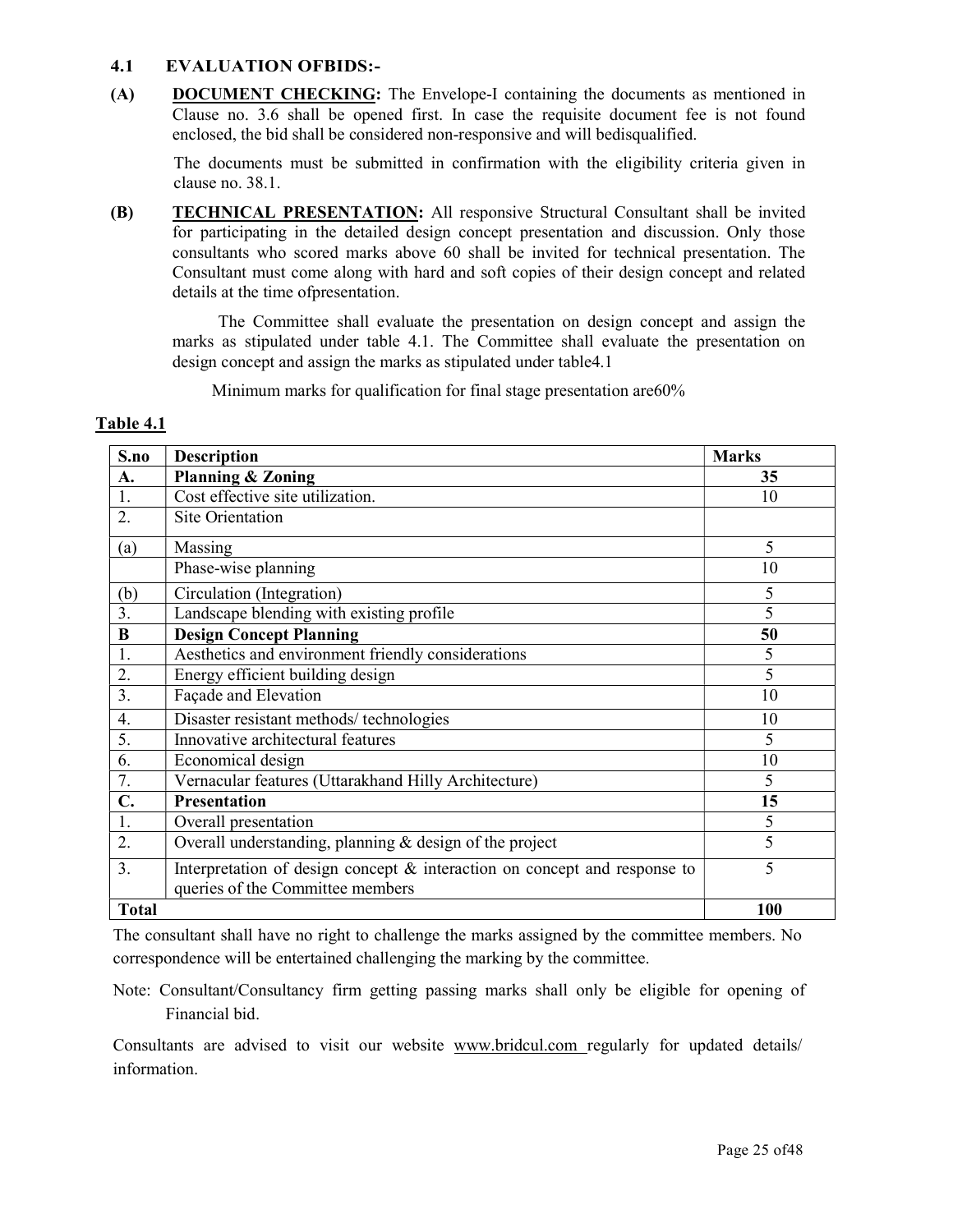## 4.1 EVALUATION OFBIDS:-

**(A)** **DOCUMENT CHECKING:** The Envelope-I containing the documents as mentioned in Clause no. 3.6 shall be opened first. In case the requisite document fee is not found enclosed, the bid shall be considered non-responsive and will bedisqualified.

The documents must be submitted in confirmation with the eligibility criteria given in clause no. 38.1.

**(B)** **TECHNICAL PRESENTATION:** All responsive Structural Consultant shall be invited for participating in the detailed design concept presentation and discussion. Only those consultants who scored marks above 60 shall be invited for technical presentation. The Consultant must come along with hard and soft copies of their design concept and related details at the time ofpresentation.

The Committee shall evaluate the presentation on design concept and assign the marks as stipulated under table 4.1. The Committee shall evaluate the presentation on design concept and assign the marks as stipulated under table4.1

Minimum marks for qualification for final stage presentation are60%

**Table 4.1**

| S.no | Description | Marks |
|---|---|---|
| **A.** | **Planning & Zoning** | **35** |
| 1. | Cost effective site utilization. | 10 |
| 2. | Site Orientation | |
| (a) | Massing | 5 |
| | Phase-wise planning | 10 |
| (b) | Circulation (Integration) | 5 |
| 3. | Landscape blending with existing profile | 5 |
| **B** | **Design Concept Planning** | **50** |
| 1. | Aesthetics and environment friendly considerations | 5 |
| 2. | Energy efficient building design | 5 |
| 3. | Façade and Elevation | 10 |
| 4. | Disaster resistant methods/ technologies | 10 |
| 5. | Innovative architectural features | 5 |
| 6. | Economical design | 10 |
| 7. | Vernacular features (Uttarakhand Hilly Architecture) | 5 |
| **C.** | **Presentation** | **15** |
| 1. | Overall presentation | 5 |
| 2. | Overall understanding, planning & design of the project | 5 |
| 3. | Interpretation of design concept & interaction on concept and response to queries of the Committee members | 5 |
| **Total** | | **100** |

The consultant shall have no right to challenge the marks assigned by the committee members. No correspondence will be entertained challenging the marking by the committee.

Note: Consultant/Consultancy firm getting passing marks shall only be eligible for opening of Financial bid.

Consultants are advised to visit our website www.bridcul.com regularly for updated details/ information.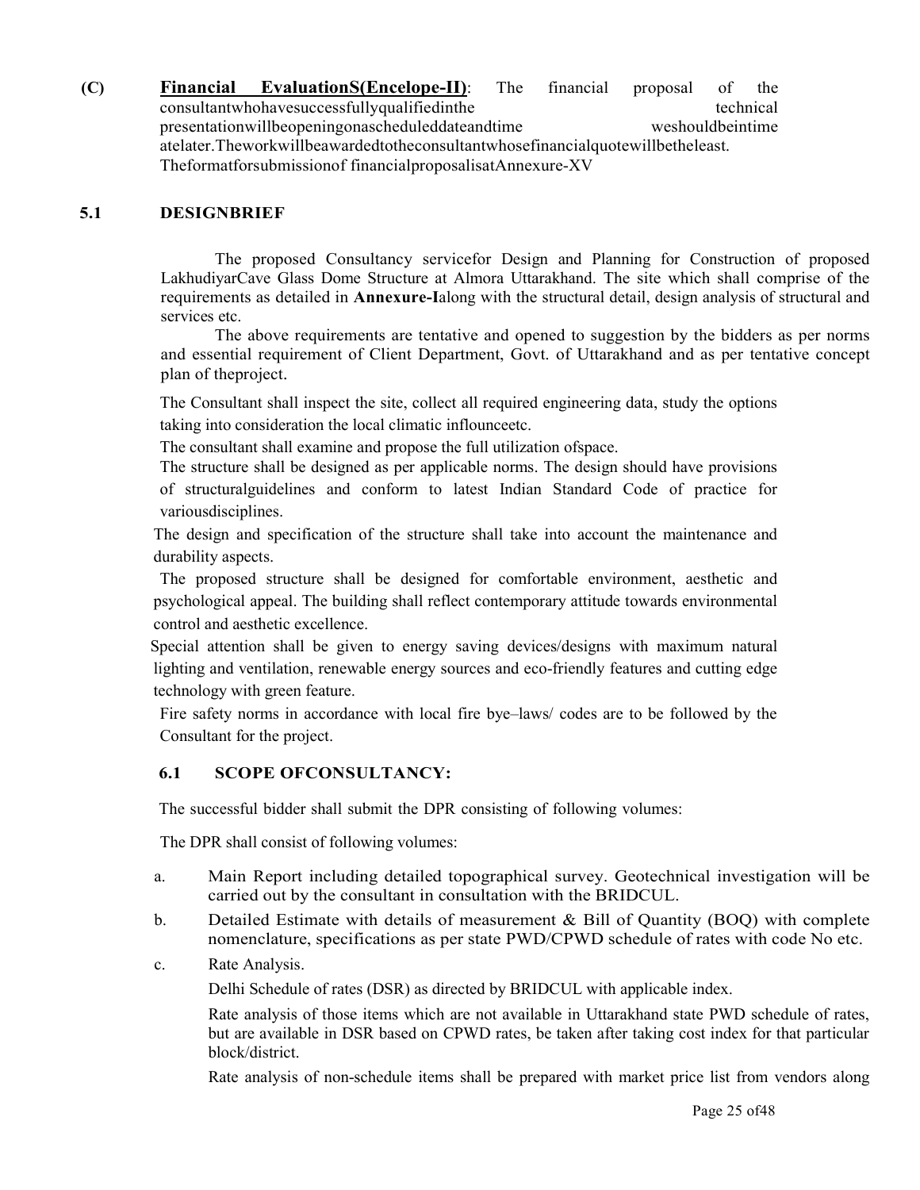**(C)** **Financial EvaluationS(Encelope-II)**: The financial proposal of the consultantwhohavesuccessfullyqualifiedinthe technical presentationwillbeopeningonascheduleddateandtime weshouldbeintime atelater.Theworkwillbeawardedtotheconsultantwhosefinancialquotewillbetheleast. Theformatforsubmissionof financialproposalisatAnnexure-XV

## 5.1 DESIGNBRIEF

The proposed Consultancy servicefor Design and Planning for Construction of proposed LakhudiyarCave Glass Dome Structure at Almora Uttarakhand. The site which shall comprise of the requirements as detailed in **Annexure-I**along with the structural detail, design analysis of structural and services etc.

The above requirements are tentative and opened to suggestion by the bidders as per norms and essential requirement of Client Department, Govt. of Uttarakhand and as per tentative concept plan of theproject.

The Consultant shall inspect the site, collect all required engineering data, study the options taking into consideration the local climatic inflounceetc.

The consultant shall examine and propose the full utilization ofspace.

The structure shall be designed as per applicable norms. The design should have provisions of structuralguidelines and conform to latest Indian Standard Code of practice for variousdisciplines.

The design and specification of the structure shall take into account the maintenance and durability aspects.

The proposed structure shall be designed for comfortable environment, aesthetic and psychological appeal. The building shall reflect contemporary attitude towards environmental control and aesthetic excellence.

Special attention shall be given to energy saving devices/designs with maximum natural lighting and ventilation, renewable energy sources and eco-friendly features and cutting edge technology with green feature.

Fire safety norms in accordance with local fire bye–laws/ codes are to be followed by the Consultant for the project.

## 6.1 SCOPE OFCONSULTANCY:

The successful bidder shall submit the DPR consisting of following volumes:

The DPR shall consist of following volumes:

a. Main Report including detailed topographical survey. Geotechnical investigation will be carried out by the consultant in consultation with the BRIDCUL.

b. Detailed Estimate with details of measurement & Bill of Quantity (BOQ) with complete nomenclature, specifications as per state PWD/CPWD schedule of rates with code No etc.

c. Rate Analysis.

Delhi Schedule of rates (DSR) as directed by BRIDCUL with applicable index.

Rate analysis of those items which are not available in Uttarakhand state PWD schedule of rates, but are available in DSR based on CPWD rates, be taken after taking cost index for that particular block/district.

Rate analysis of non-schedule items shall be prepared with market price list from vendors along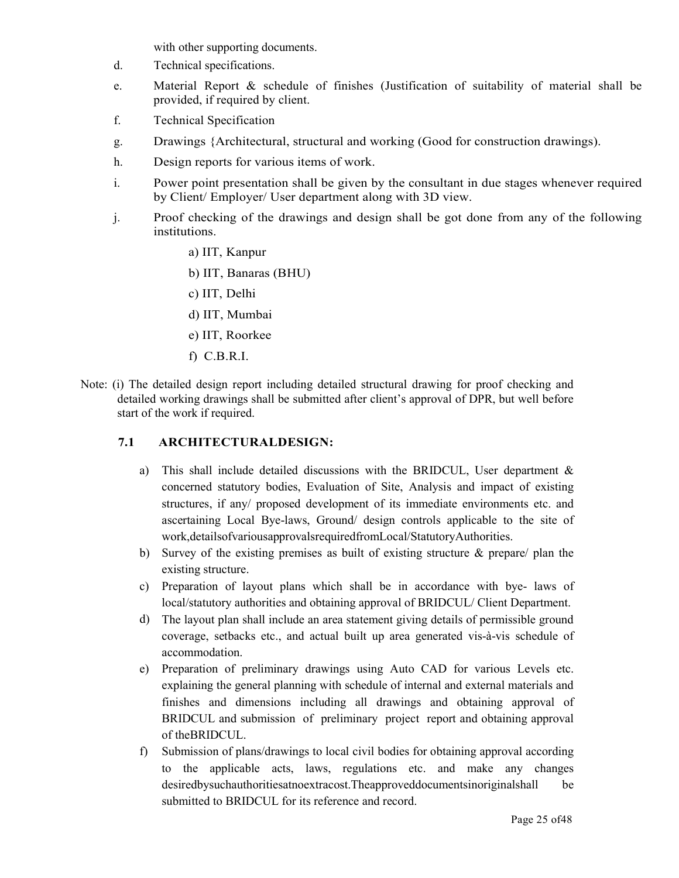with other supporting documents.

d. Technical specifications.

e. Material Report & schedule of finishes (Justification of suitability of material shall be provided, if required by client.

f. Technical Specification

g. Drawings {Architectural, structural and working (Good for construction drawings).

h. Design reports for various items of work.

i. Power point presentation shall be given by the consultant in due stages whenever required by Client/ Employer/ User department along with 3D view.

j. Proof checking of the drawings and design shall be got done from any of the following institutions.

   a) IIT, Kanpur

   b) IIT, Banaras (BHU)

   c) IIT, Delhi

   d) IIT, Mumbai

   e) IIT, Roorkee

   f) C.B.R.I.

Note: (i) The detailed design report including detailed structural drawing for proof checking and detailed working drawings shall be submitted after client's approval of DPR, but well before start of the work if required.

### 7.1 ARCHITECTURALDESIGN:

a) This shall include detailed discussions with the BRIDCUL, User department & concerned statutory bodies, Evaluation of Site, Analysis and impact of existing structures, if any/ proposed development of its immediate environments etc. and ascertaining Local Bye-laws, Ground/ design controls applicable to the site of work,detailsofvariousapprovalsrequiredfromLocal/StatutoryAuthorities.

b) Survey of the existing premises as built of existing structure & prepare/ plan the existing structure.

c) Preparation of layout plans which shall be in accordance with bye- laws of local/statutory authorities and obtaining approval of BRIDCUL/ Client Department.

d) The layout plan shall include an area statement giving details of permissible ground coverage, setbacks etc., and actual built up area generated vis-à-vis schedule of accommodation.

e) Preparation of preliminary drawings using Auto CAD for various Levels etc. explaining the general planning with schedule of internal and external materials and finishes and dimensions including all drawings and obtaining approval of BRIDCUL and submission of preliminary project report and obtaining approval of theBRIDCUL.

f) Submission of plans/drawings to local civil bodies for obtaining approval according to the applicable acts, laws, regulations etc. and make any changes desiredbysuchauthoritiesatnoextracost.Theapproveddocumentsinoriginalshall be submitted to BRIDCUL for its reference and record.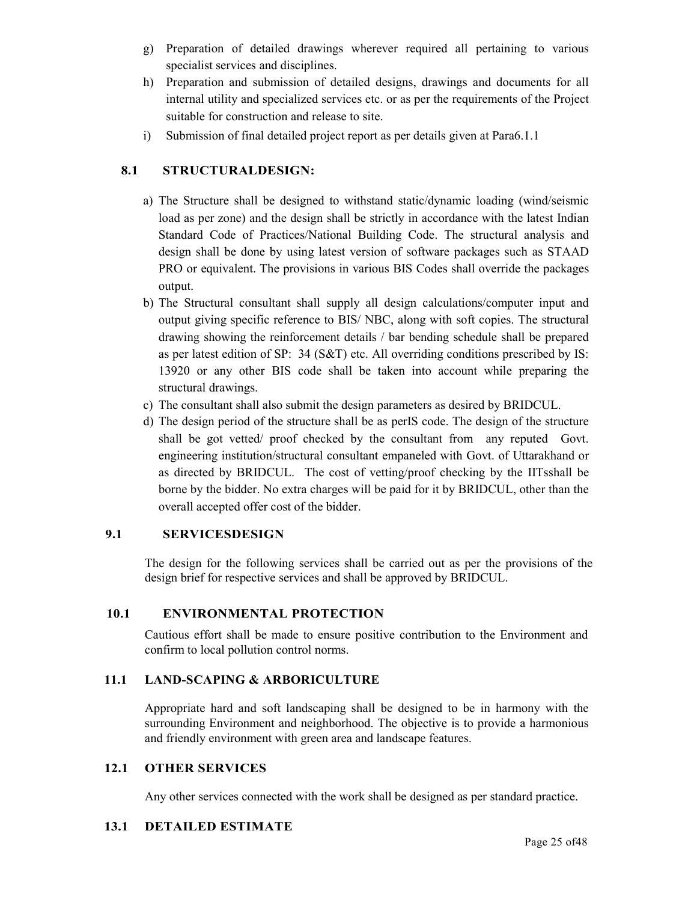g) Preparation of detailed drawings wherever required all pertaining to various specialist services and disciplines.

h) Preparation and submission of detailed designs, drawings and documents for all internal utility and specialized services etc. or as per the requirements of the Project suitable for construction and release to site.

i) Submission of final detailed project report as per details given at Para6.1.1

## 8.1 STRUCTURALDESIGN:

a) The Structure shall be designed to withstand static/dynamic loading (wind/seismic load as per zone) and the design shall be strictly in accordance with the latest Indian Standard Code of Practices/National Building Code. The structural analysis and design shall be done by using latest version of software packages such as STAAD PRO or equivalent. The provisions in various BIS Codes shall override the packages output.

b) The Structural consultant shall supply all design calculations/computer input and output giving specific reference to BIS/ NBC, along with soft copies. The structural drawing showing the reinforcement details / bar bending schedule shall be prepared as per latest edition of SP: 34 (S&T) etc. All overriding conditions prescribed by IS: 13920 or any other BIS code shall be taken into account while preparing the structural drawings.

c) The consultant shall also submit the design parameters as desired by BRIDCUL.

d) The design period of the structure shall be as perIS code. The design of the structure shall be got vetted/ proof checked by the consultant from any reputed Govt. engineering institution/structural consultant empaneled with Govt. of Uttarakhand or as directed by BRIDCUL. The cost of vetting/proof checking by the IITsshall be borne by the bidder. No extra charges will be paid for it by BRIDCUL, other than the overall accepted offer cost of the bidder.

## 9.1 SERVICESDESIGN

The design for the following services shall be carried out as per the provisions of the design brief for respective services and shall be approved by BRIDCUL.

## 10.1 ENVIRONMENTAL PROTECTION

Cautious effort shall be made to ensure positive contribution to the Environment and confirm to local pollution control norms.

## 11.1 LAND-SCAPING & ARBORICULTURE

Appropriate hard and soft landscaping shall be designed to be in harmony with the surrounding Environment and neighborhood. The objective is to provide a harmonious and friendly environment with green area and landscape features.

## 12.1 OTHER SERVICES

Any other services connected with the work shall be designed as per standard practice.

## 13.1 DETAILED ESTIMATE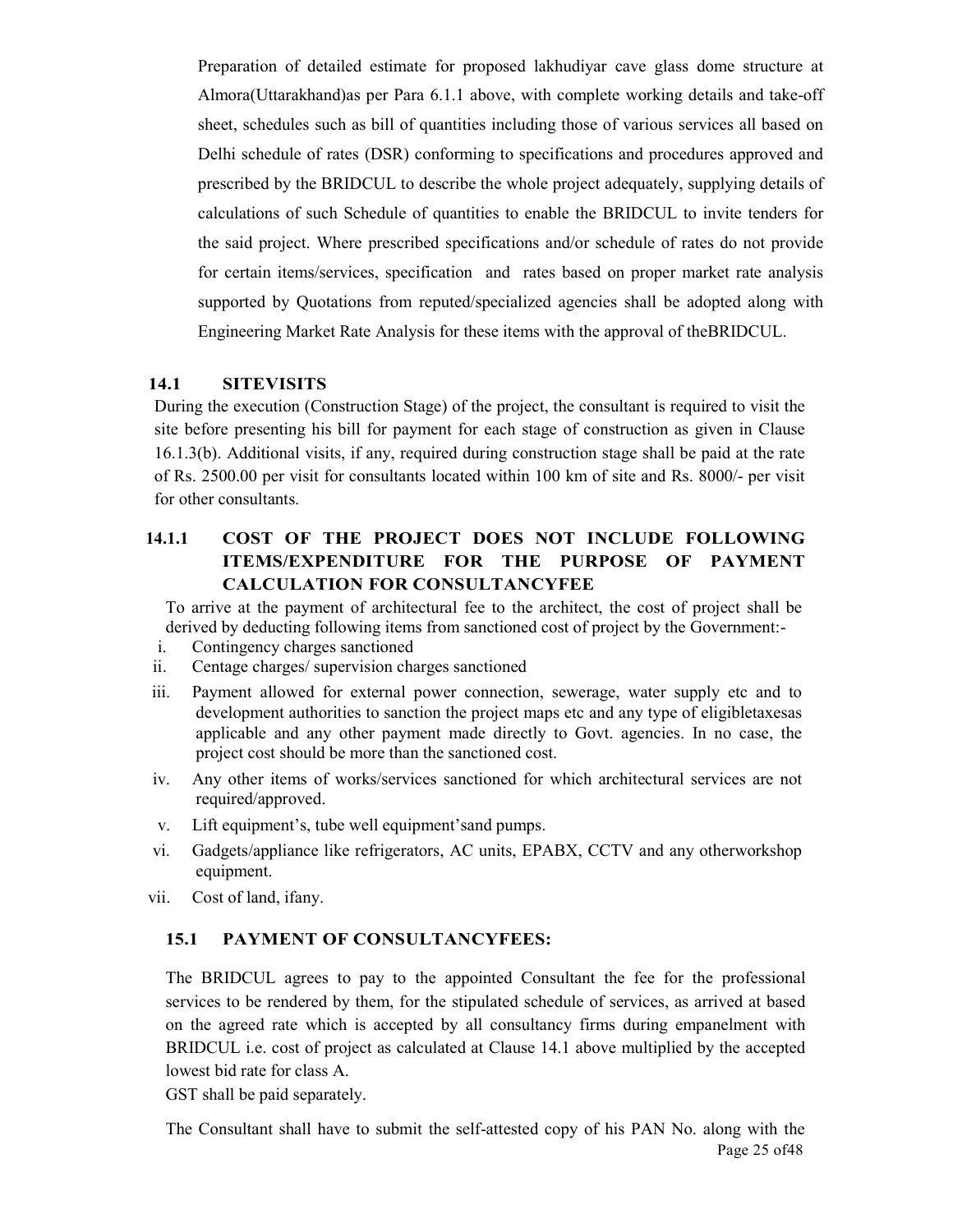Preparation of detailed estimate for proposed lakhudiyar cave glass dome structure at Almora(Uttarakhand)as per Para 6.1.1 above, with complete working details and take-off sheet, schedules such as bill of quantities including those of various services all based on Delhi schedule of rates (DSR) conforming to specifications and procedures approved and prescribed by the BRIDCUL to describe the whole project adequately, supplying details of calculations of such Schedule of quantities to enable the BRIDCUL to invite tenders for the said project. Where prescribed specifications and/or schedule of rates do not provide for certain items/services, specification and rates based on proper market rate analysis supported by Quotations from reputed/specialized agencies shall be adopted along with Engineering Market Rate Analysis for these items with the approval of theBRIDCUL.

### 14.1 SITEVISITS

During the execution (Construction Stage) of the project, the consultant is required to visit the site before presenting his bill for payment for each stage of construction as given in Clause 16.1.3(b). Additional visits, if any, required during construction stage shall be paid at the rate of Rs. 2500.00 per visit for consultants located within 100 km of site and Rs. 8000/- per visit for other consultants.

### 14.1.1 COST OF THE PROJECT DOES NOT INCLUDE FOLLOWING ITEMS/EXPENDITURE FOR THE PURPOSE OF PAYMENT CALCULATION FOR CONSULTANCYFEE

To arrive at the payment of architectural fee to the architect, the cost of project shall be derived by deducting following items from sanctioned cost of project by the Government:-

i. Contingency charges sanctioned
ii. Centage charges/ supervision charges sanctioned
iii. Payment allowed for external power connection, sewerage, water supply etc and to development authorities to sanction the project maps etc and any type of eligibletaxesas applicable and any other payment made directly to Govt. agencies. In no case, the project cost should be more than the sanctioned cost.
iv. Any other items of works/services sanctioned for which architectural services are not required/approved.
v. Lift equipment's, tube well equipment'sand pumps.
vi. Gadgets/appliance like refrigerators, AC units, EPABX, CCTV and any otherworkshop equipment.
vii. Cost of land, ifany.

### 15.1 PAYMENT OF CONSULTANCYFEES:

The BRIDCUL agrees to pay to the appointed Consultant the fee for the professional services to be rendered by them, for the stipulated schedule of services, as arrived at based on the agreed rate which is accepted by all consultancy firms during empanelment with BRIDCUL i.e. cost of project as calculated at Clause 14.1 above multiplied by the accepted lowest bid rate for class A.

GST shall be paid separately.

The Consultant shall have to submit the self-attested copy of his PAN No. along with the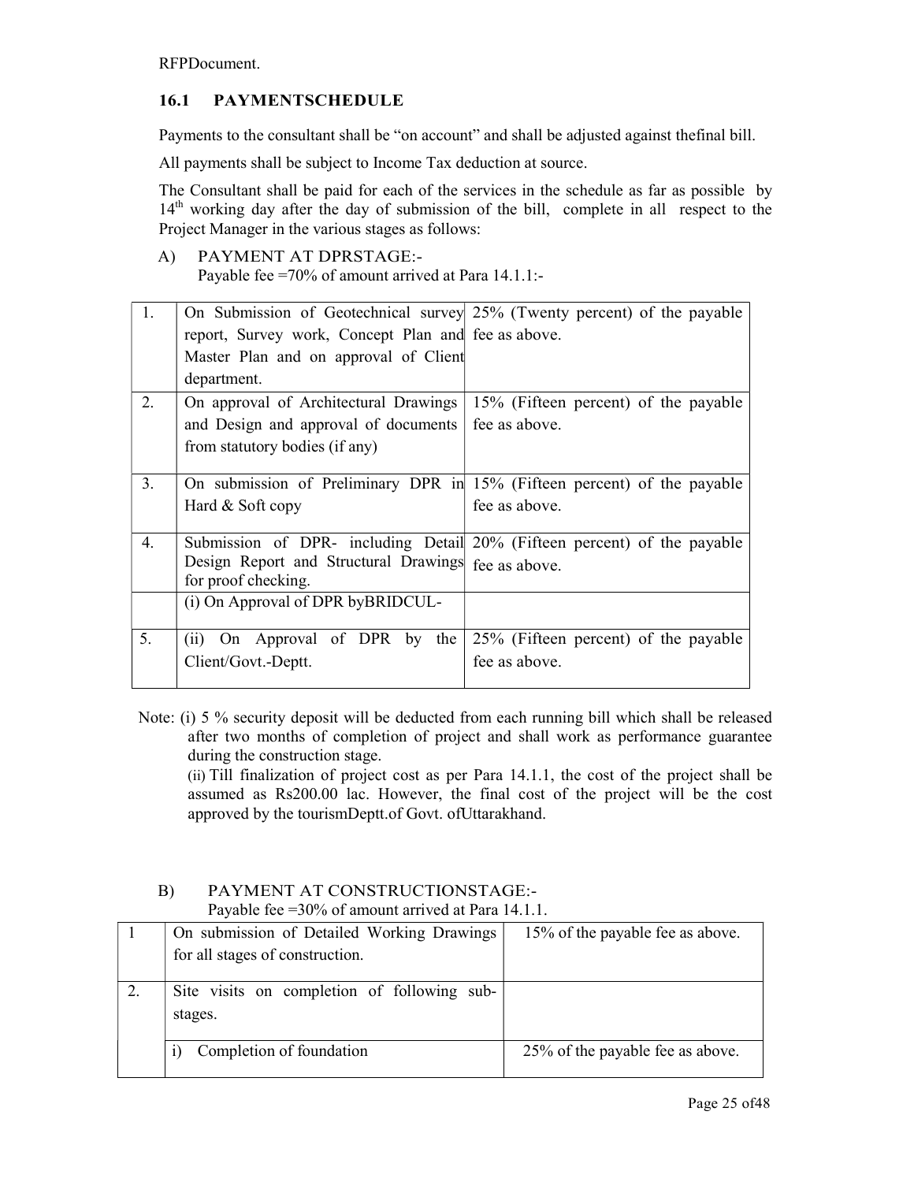RFPDocument.

### 16.1 PAYMENTSCHEDULE

Payments to the consultant shall be "on account" and shall be adjusted against thefinal bill.

All payments shall be subject to Income Tax deduction at source.

The Consultant shall be paid for each of the services in the schedule as far as possible by 14th working day after the day of submission of the bill, complete in all respect to the Project Manager in the various stages as follows:

A) PAYMENT AT DPRSTAGE:-
Payable fee =70% of amount arrived at Para 14.1.1:-

| | | |
|---|---|---|
| 1. | On Submission of Geotechnical survey report, Survey work, Concept Plan and Master Plan and on approval of Client department. | 25% (Twenty percent) of the payable fee as above. |
| 2. | On approval of Architectural Drawings and Design and approval of documents from statutory bodies (if any) | 15% (Fifteen percent) of the payable fee as above. |
| 3. | On submission of Preliminary DPR in Hard & Soft copy | 15% (Fifteen percent) of the payable fee as above. |
| 4. | Submission of DPR- including Detail Design Report and Structural Drawings for proof checking. | 20% (Fifteen percent) of the payable fee as above. |
| | (i) On Approval of DPR byBRIDCUL- | |
| 5. | (ii) On Approval of DPR by the Client/Govt.-Deptt. | 25% (Fifteen percent) of the payable fee as above. |

Note: (i) 5 % security deposit will be deducted from each running bill which shall be released after two months of completion of project and shall work as performance guarantee during the construction stage.

(ii) Till finalization of project cost as per Para 14.1.1, the cost of the project shall be assumed as Rs200.00 lac. However, the final cost of the project will be the cost approved by the tourismDeptt.of Govt. ofUttarakhand.

B) PAYMENT AT CONSTRUCTIONSTAGE:-
Payable fee =30% of amount arrived at Para 14.1.1.

| | | |
|---|---|---|
| 1 | On submission of Detailed Working Drawings for all stages of construction. | 15% of the payable fee as above. |
| 2. | Site visits on completion of following sub-stages. | |
| | i) Completion of foundation | 25% of the payable fee as above. |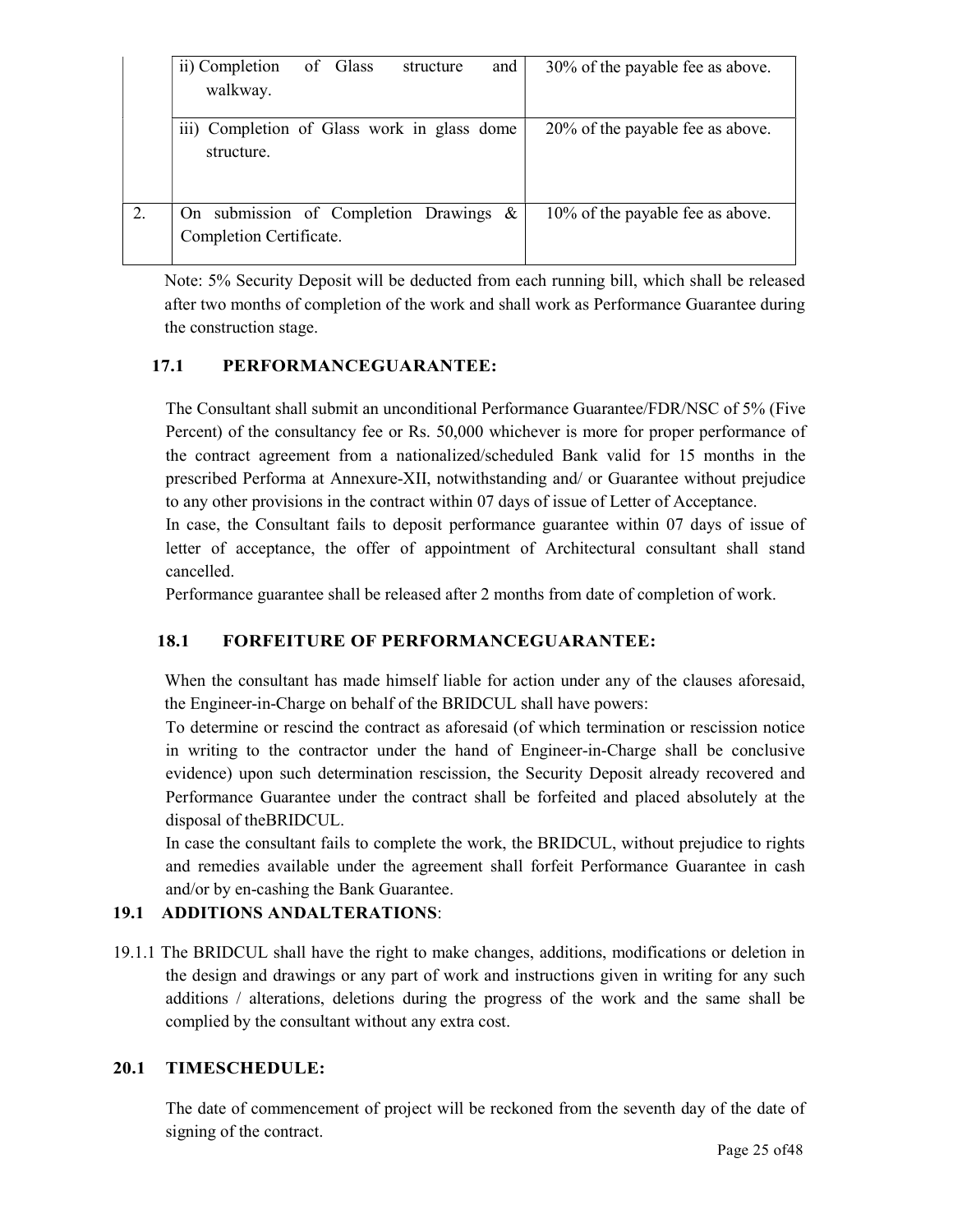| | | |
|---|---|---|
| | ii) Completion of Glass structure and walkway. | 30% of the payable fee as above. |
| | iii) Completion of Glass work in glass dome structure. | 20% of the payable fee as above. |
| 2. | On submission of Completion Drawings & Completion Certificate. | 10% of the payable fee as above. |

Note: 5% Security Deposit will be deducted from each running bill, which shall be released after two months of completion of the work and shall work as Performance Guarantee during the construction stage.

### 17.1 PERFORMANCEGUARANTEE:

The Consultant shall submit an unconditional Performance Guarantee/FDR/NSC of 5% (Five Percent) of the consultancy fee or Rs. 50,000 whichever is more for proper performance of the contract agreement from a nationalized/scheduled Bank valid for 15 months in the prescribed Performa at Annexure-XII, notwithstanding and/ or Guarantee without prejudice to any other provisions in the contract within 07 days of issue of Letter of Acceptance.

In case, the Consultant fails to deposit performance guarantee within 07 days of issue of letter of acceptance, the offer of appointment of Architectural consultant shall stand cancelled.

Performance guarantee shall be released after 2 months from date of completion of work.

### 18.1 FORFEITURE OF PERFORMANCEGUARANTEE:

When the consultant has made himself liable for action under any of the clauses aforesaid, the Engineer-in-Charge on behalf of the BRIDCUL shall have powers:

To determine or rescind the contract as aforesaid (of which termination or rescission notice in writing to the contractor under the hand of Engineer-in-Charge shall be conclusive evidence) upon such determination rescission, the Security Deposit already recovered and Performance Guarantee under the contract shall be forfeited and placed absolutely at the disposal of theBRIDCUL.

In case the consultant fails to complete the work, the BRIDCUL, without prejudice to rights and remedies available under the agreement shall forfeit Performance Guarantee in cash and/or by en-cashing the Bank Guarantee.

### 19.1 ADDITIONS ANDALTERATIONS:

19.1.1 The BRIDCUL shall have the right to make changes, additions, modifications or deletion in the design and drawings or any part of work and instructions given in writing for any such additions / alterations, deletions during the progress of the work and the same shall be complied by the consultant without any extra cost.

### 20.1 TIMESCHEDULE:

The date of commencement of project will be reckoned from the seventh day of the date of signing of the contract.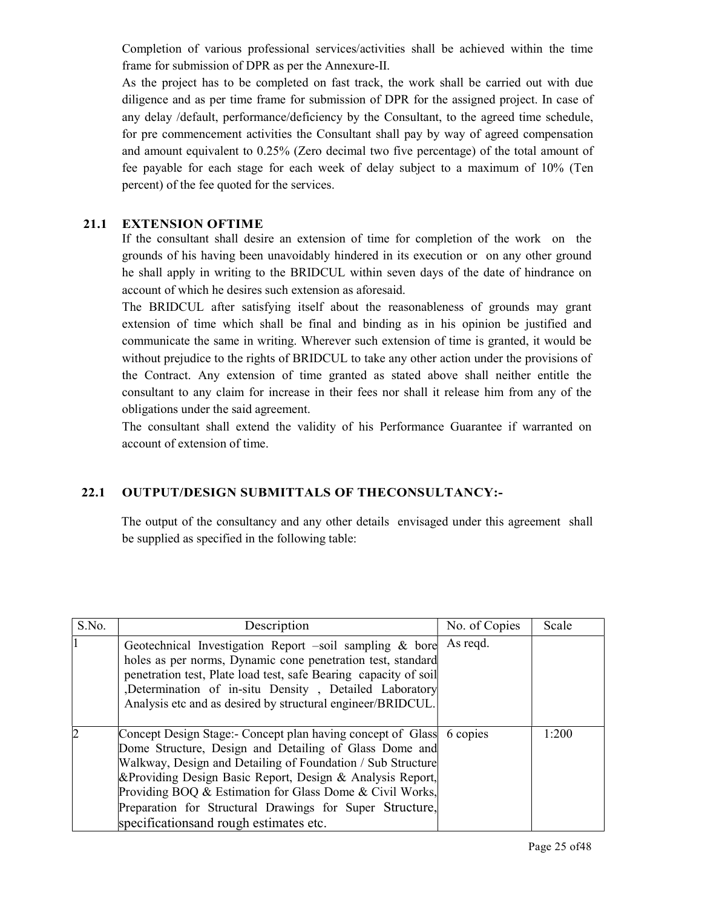Completion of various professional services/activities shall be achieved within the time frame for submission of DPR as per the Annexure-II.

As the project has to be completed on fast track, the work shall be carried out with due diligence and as per time frame for submission of DPR for the assigned project. In case of any delay /default, performance/deficiency by the Consultant, to the agreed time schedule, for pre commencement activities the Consultant shall pay by way of agreed compensation and amount equivalent to 0.25% (Zero decimal two five percentage) of the total amount of fee payable for each stage for each week of delay subject to a maximum of 10% (Ten percent) of the fee quoted for the services.

### 21.1 EXTENSION OFTIME

If the consultant shall desire an extension of time for completion of the work on the grounds of his having been unavoidably hindered in its execution or on any other ground he shall apply in writing to the BRIDCUL within seven days of the date of hindrance on account of which he desires such extension as aforesaid.

The BRIDCUL after satisfying itself about the reasonableness of grounds may grant extension of time which shall be final and binding as in his opinion be justified and communicate the same in writing. Wherever such extension of time is granted, it would be without prejudice to the rights of BRIDCUL to take any other action under the provisions of the Contract. Any extension of time granted as stated above shall neither entitle the consultant to any claim for increase in their fees nor shall it release him from any of the obligations under the said agreement.

The consultant shall extend the validity of his Performance Guarantee if warranted on account of extension of time.

### 22.1 OUTPUT/DESIGN SUBMITTALS OF THECONSULTANCY:-

The output of the consultancy and any other details envisaged under this agreement shall be supplied as specified in the following table:

| S.No. | Description | No. of Copies | Scale |
|---|---|---|---|
| 1 | Geotechnical Investigation Report –soil sampling & bore holes as per norms, Dynamic cone penetration test, standard penetration test, Plate load test, safe Bearing capacity of soil ,Determination of in-situ Density , Detailed Laboratory Analysis etc and as desired by structural engineer/BRIDCUL. | As reqd. | |
| 2 | Concept Design Stage:- Concept plan having concept of Glass Dome Structure, Design and Detailing of Glass Dome and Walkway, Design and Detailing of Foundation / Sub Structure &Providing Design Basic Report, Design & Analysis Report, Providing BOQ & Estimation for Glass Dome & Civil Works, Preparation for Structural Drawings for Super Structure, specificationsand rough estimates etc. | 6 copies | 1:200 |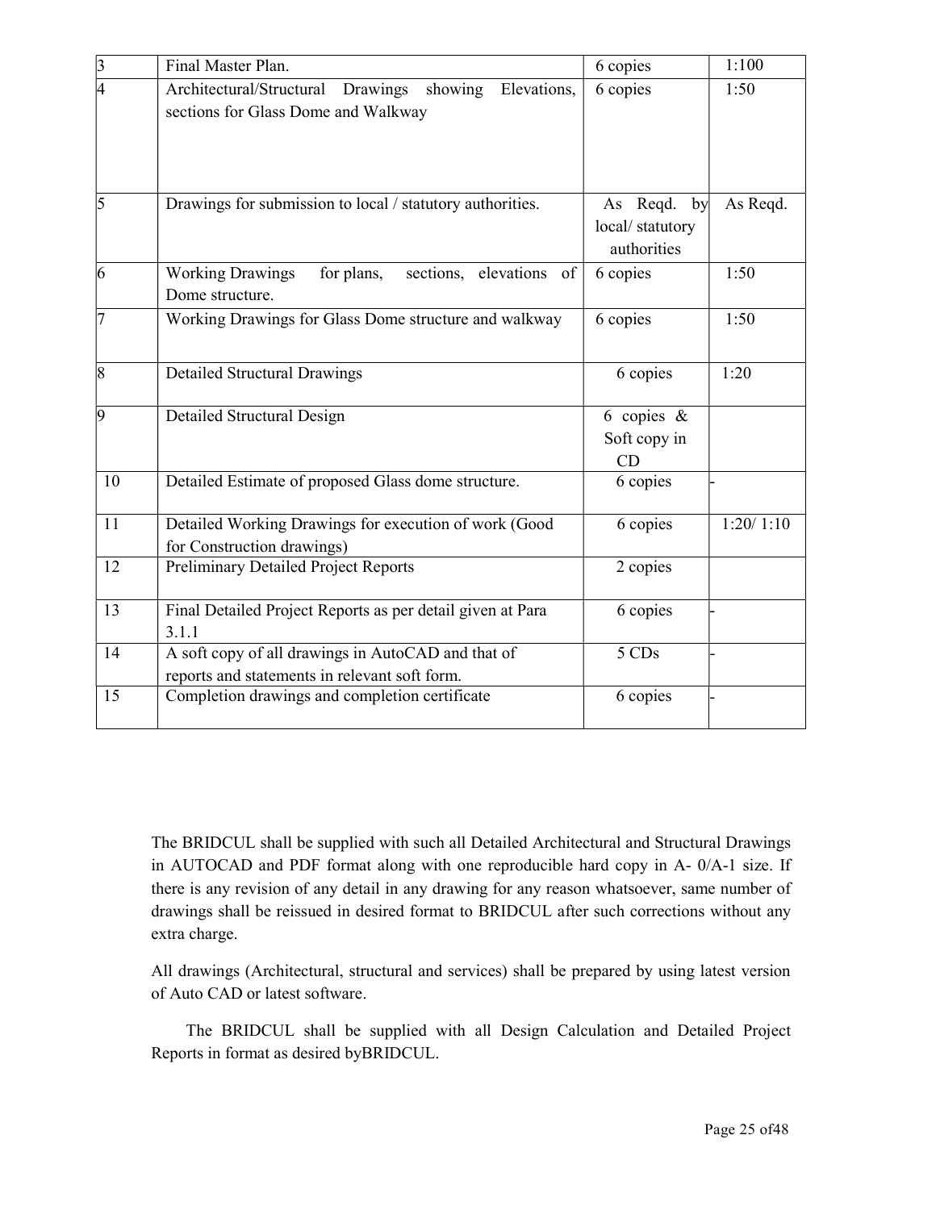| 3 | Final Master Plan. | 6 copies | 1:100 |
|---|---|---|---|
| 4 | Architectural/Structural Drawings showing Elevations, sections for Glass Dome and Walkway | 6 copies | 1:50 |
| 5 | Drawings for submission to local / statutory authorities. | As Reqd. by local/ statutory authorities | As Reqd. |
| 6 | Working Drawings for plans, sections, elevations of Dome structure. | 6 copies | 1:50 |
| 7 | Working Drawings for Glass Dome structure and walkway | 6 copies | 1:50 |
| 8 | Detailed Structural Drawings | 6 copies | 1:20 |
| 9 | Detailed Structural Design | 6 copies & Soft copy in CD | |
| 10 | Detailed Estimate of proposed Glass dome structure. | 6 copies | - |
| 11 | Detailed Working Drawings for execution of work (Good for Construction drawings) | 6 copies | 1:20/ 1:10 |
| 12 | Preliminary Detailed Project Reports | 2 copies | |
| 13 | Final Detailed Project Reports as per detail given at Para 3.1.1 | 6 copies | - |
| 14 | A soft copy of all drawings in AutoCAD and that of reports and statements in relevant soft form. | 5 CDs | - |
| 15 | Completion drawings and completion certificate | 6 copies | - |

The BRIDCUL shall be supplied with such all Detailed Architectural and Structural Drawings in AUTOCAD and PDF format along with one reproducible hard copy in A- 0/A-1 size. If there is any revision of any detail in any drawing for any reason whatsoever, same number of drawings shall be reissued in desired format to BRIDCUL after such corrections without any extra charge.

All drawings (Architectural, structural and services) shall be prepared by using latest version of Auto CAD or latest software.

The BRIDCUL shall be supplied with all Design Calculation and Detailed Project Reports in format as desired byBRIDCUL.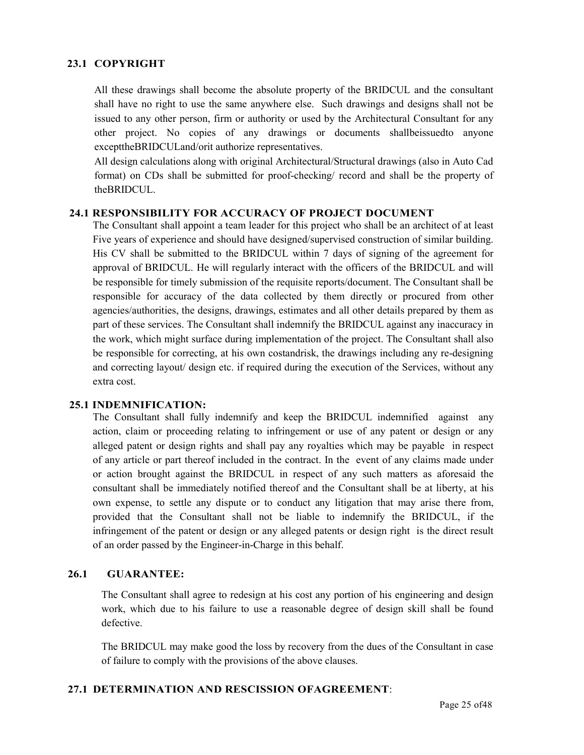## 23.1 COPYRIGHT

All these drawings shall become the absolute property of the BRIDCUL and the consultant shall have no right to use the same anywhere else. Such drawings and designs shall not be issued to any other person, firm or authority or used by the Architectural Consultant for any other project. No copies of any drawings or documents shallbeissuedto anyone excepttheBRIDCULand/orit authorize representatives.

All design calculations along with original Architectural/Structural drawings (also in Auto Cad format) on CDs shall be submitted for proof-checking/ record and shall be the property of theBRIDCUL.

## 24.1 RESPONSIBILITY FOR ACCURACY OF PROJECT DOCUMENT

The Consultant shall appoint a team leader for this project who shall be an architect of at least Five years of experience and should have designed/supervised construction of similar building. His CV shall be submitted to the BRIDCUL within 7 days of signing of the agreement for approval of BRIDCUL. He will regularly interact with the officers of the BRIDCUL and will be responsible for timely submission of the requisite reports/document. The Consultant shall be responsible for accuracy of the data collected by them directly or procured from other agencies/authorities, the designs, drawings, estimates and all other details prepared by them as part of these services. The Consultant shall indemnify the BRIDCUL against any inaccuracy in the work, which might surface during implementation of the project. The Consultant shall also be responsible for correcting, at his own costandrisk, the drawings including any re-designing and correcting layout/ design etc. if required during the execution of the Services, without any extra cost.

## 25.1 INDEMNIFICATION:

The Consultant shall fully indemnify and keep the BRIDCUL indemnified against any action, claim or proceeding relating to infringement or use of any patent or design or any alleged patent or design rights and shall pay any royalties which may be payable in respect of any article or part thereof included in the contract. In the event of any claims made under or action brought against the BRIDCUL in respect of any such matters as aforesaid the consultant shall be immediately notified thereof and the Consultant shall be at liberty, at his own expense, to settle any dispute or to conduct any litigation that may arise there from, provided that the Consultant shall not be liable to indemnify the BRIDCUL, if the infringement of the patent or design or any alleged patents or design right is the direct result of an order passed by the Engineer-in-Charge in this behalf.

## 26.1 GUARANTEE:

The Consultant shall agree to redesign at his cost any portion of his engineering and design work, which due to his failure to use a reasonable degree of design skill shall be found defective.

The BRIDCUL may make good the loss by recovery from the dues of the Consultant in case of failure to comply with the provisions of the above clauses.

## 27.1 DETERMINATION AND RESCISSION OFAGREEMENT: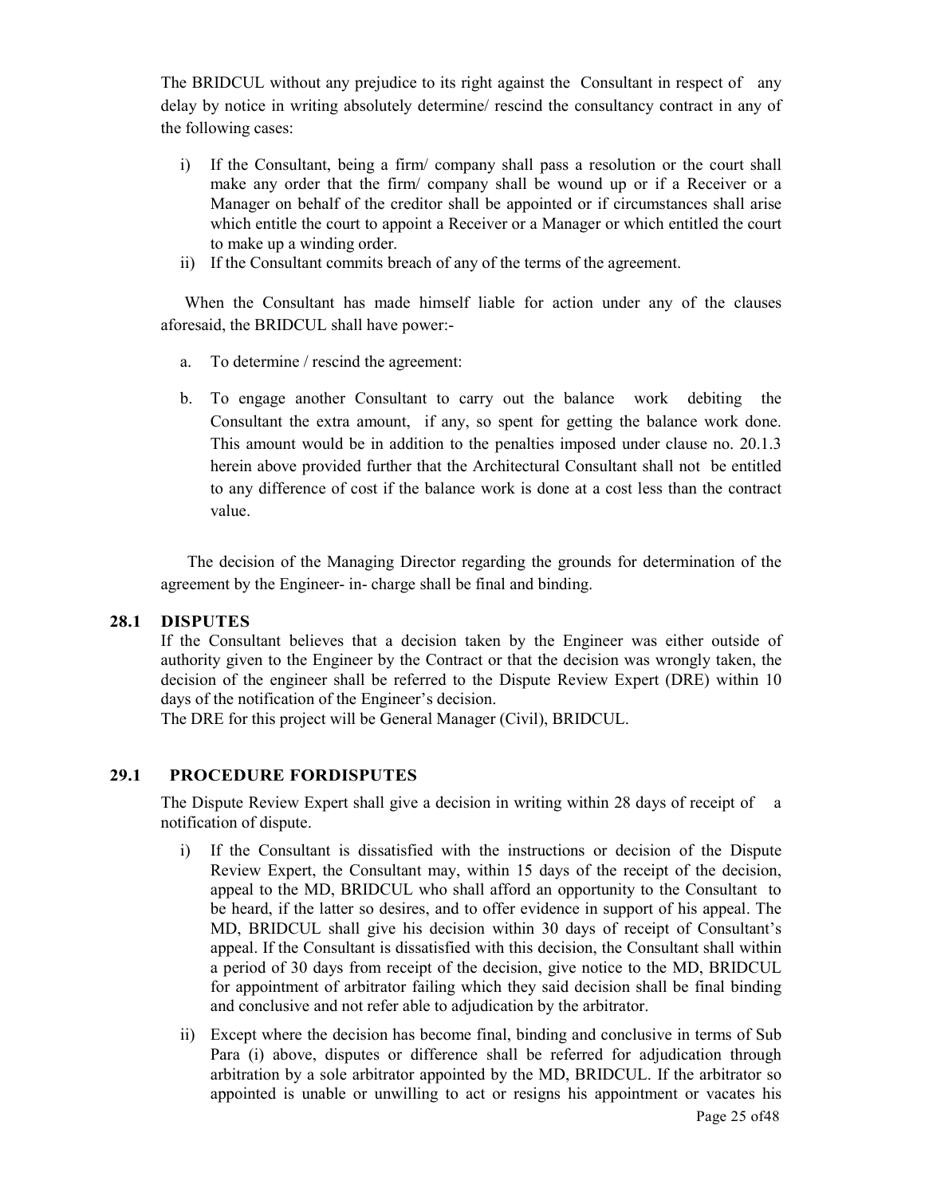The BRIDCUL without any prejudice to its right against the Consultant in respect of any delay by notice in writing absolutely determine/ rescind the consultancy contract in any of the following cases:

i) If the Consultant, being a firm/ company shall pass a resolution or the court shall make any order that the firm/ company shall be wound up or if a Receiver or a Manager on behalf of the creditor shall be appointed or if circumstances shall arise which entitle the court to appoint a Receiver or a Manager or which entitled the court to make up a winding order.
ii) If the Consultant commits breach of any of the terms of the agreement.

When the Consultant has made himself liable for action under any of the clauses aforesaid, the BRIDCUL shall have power:-

a. To determine / rescind the agreement:

b. To engage another Consultant to carry out the balance work debiting the Consultant the extra amount, if any, so spent for getting the balance work done. This amount would be in addition to the penalties imposed under clause no. 20.1.3 herein above provided further that the Architectural Consultant shall not be entitled to any difference of cost if the balance work is done at a cost less than the contract value.

The decision of the Managing Director regarding the grounds for determination of the agreement by the Engineer- in- charge shall be final and binding.

## 28.1 DISPUTES

If the Consultant believes that a decision taken by the Engineer was either outside of authority given to the Engineer by the Contract or that the decision was wrongly taken, the decision of the engineer shall be referred to the Dispute Review Expert (DRE) within 10 days of the notification of the Engineer's decision.

The DRE for this project will be General Manager (Civil), BRIDCUL.

## 29.1 PROCEDURE FORDISPUTES

The Dispute Review Expert shall give a decision in writing within 28 days of receipt of a notification of dispute.

i) If the Consultant is dissatisfied with the instructions or decision of the Dispute Review Expert, the Consultant may, within 15 days of the receipt of the decision, appeal to the MD, BRIDCUL who shall afford an opportunity to the Consultant to be heard, if the latter so desires, and to offer evidence in support of his appeal. The MD, BRIDCUL shall give his decision within 30 days of receipt of Consultant's appeal. If the Consultant is dissatisfied with this decision, the Consultant shall within a period of 30 days from receipt of the decision, give notice to the MD, BRIDCUL for appointment of arbitrator failing which they said decision shall be final binding and conclusive and not refer able to adjudication by the arbitrator.

ii) Except where the decision has become final, binding and conclusive in terms of Sub Para (i) above, disputes or difference shall be referred for adjudication through arbitration by a sole arbitrator appointed by the MD, BRIDCUL. If the arbitrator so appointed is unable or unwilling to act or resigns his appointment or vacates his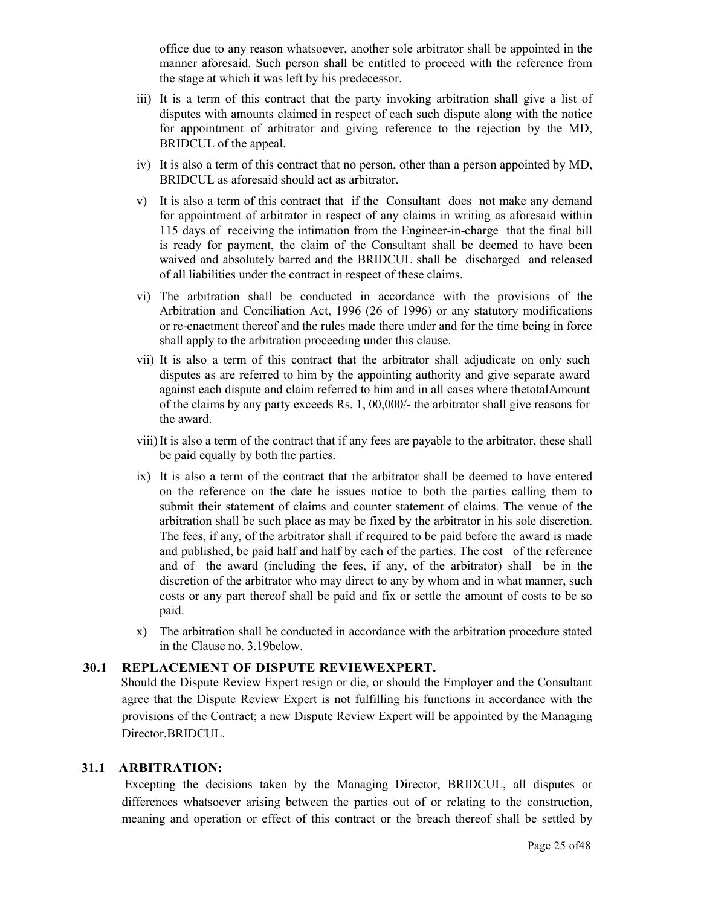office due to any reason whatsoever, another sole arbitrator shall be appointed in the manner aforesaid. Such person shall be entitled to proceed with the reference from the stage at which it was left by his predecessor.

iii) It is a term of this contract that the party invoking arbitration shall give a list of disputes with amounts claimed in respect of each such dispute along with the notice for appointment of arbitrator and giving reference to the rejection by the MD, BRIDCUL of the appeal.

iv) It is also a term of this contract that no person, other than a person appointed by MD, BRIDCUL as aforesaid should act as arbitrator.

v) It is also a term of this contract that if the Consultant does not make any demand for appointment of arbitrator in respect of any claims in writing as aforesaid within 115 days of receiving the intimation from the Engineer-in-charge that the final bill is ready for payment, the claim of the Consultant shall be deemed to have been waived and absolutely barred and the BRIDCUL shall be discharged and released of all liabilities under the contract in respect of these claims.

vi) The arbitration shall be conducted in accordance with the provisions of the Arbitration and Conciliation Act, 1996 (26 of 1996) or any statutory modifications or re-enactment thereof and the rules made there under and for the time being in force shall apply to the arbitration proceeding under this clause.

vii) It is also a term of this contract that the arbitrator shall adjudicate on only such disputes as are referred to him by the appointing authority and give separate award against each dispute and claim referred to him and in all cases where thetotalAmount of the claims by any party exceeds Rs. 1, 00,000/- the arbitrator shall give reasons for the award.

viii) It is also a term of the contract that if any fees are payable to the arbitrator, these shall be paid equally by both the parties.

ix) It is also a term of the contract that the arbitrator shall be deemed to have entered on the reference on the date he issues notice to both the parties calling them to submit their statement of claims and counter statement of claims. The venue of the arbitration shall be such place as may be fixed by the arbitrator in his sole discretion. The fees, if any, of the arbitrator shall if required to be paid before the award is made and published, be paid half and half by each of the parties. The cost of the reference and of the award (including the fees, if any, of the arbitrator) shall be in the discretion of the arbitrator who may direct to any by whom and in what manner, such costs or any part thereof shall be paid and fix or settle the amount of costs to be so paid.

x) The arbitration shall be conducted in accordance with the arbitration procedure stated in the Clause no. 3.19below.

### 30.1 REPLACEMENT OF DISPUTE REVIEWEXPERT.

Should the Dispute Review Expert resign or die, or should the Employer and the Consultant agree that the Dispute Review Expert is not fulfilling his functions in accordance with the provisions of the Contract; a new Dispute Review Expert will be appointed by the Managing Director,BRIDCUL.

### 31.1 ARBITRATION:

Excepting the decisions taken by the Managing Director, BRIDCUL, all disputes or differences whatsoever arising between the parties out of or relating to the construction, meaning and operation or effect of this contract or the breach thereof shall be settled by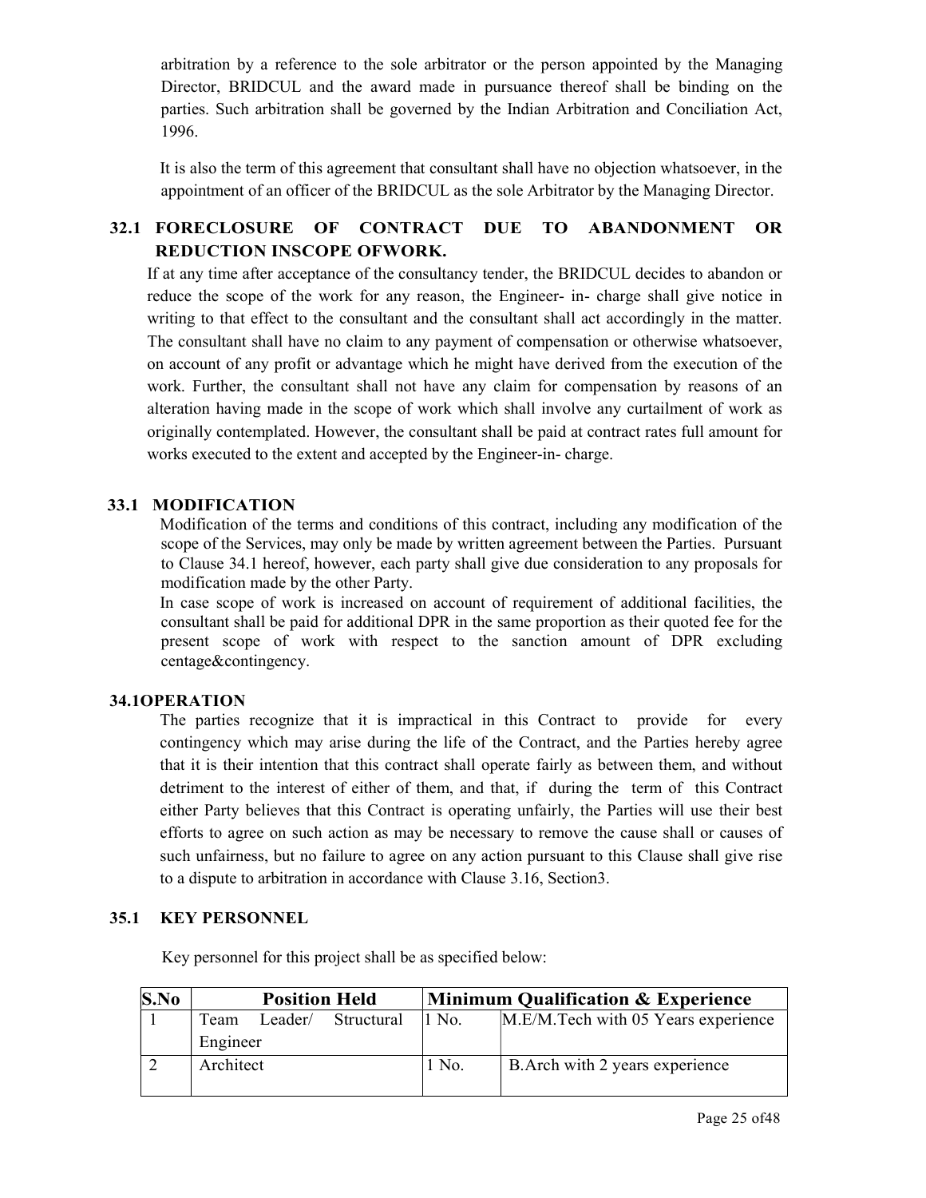arbitration by a reference to the sole arbitrator or the person appointed by the Managing Director, BRIDCUL and the award made in pursuance thereof shall be binding on the parties. Such arbitration shall be governed by the Indian Arbitration and Conciliation Act, 1996.

It is also the term of this agreement that consultant shall have no objection whatsoever, in the appointment of an officer of the BRIDCUL as the sole Arbitrator by the Managing Director.

## 32.1 FORECLOSURE OF CONTRACT DUE TO ABANDONMENT OR REDUCTION INSCOPE OFWORK.

If at any time after acceptance of the consultancy tender, the BRIDCUL decides to abandon or reduce the scope of the work for any reason, the Engineer- in- charge shall give notice in writing to that effect to the consultant and the consultant shall act accordingly in the matter. The consultant shall have no claim to any payment of compensation or otherwise whatsoever, on account of any profit or advantage which he might have derived from the execution of the work. Further, the consultant shall not have any claim for compensation by reasons of an alteration having made in the scope of work which shall involve any curtailment of work as originally contemplated. However, the consultant shall be paid at contract rates full amount for works executed to the extent and accepted by the Engineer-in- charge.

## 33.1 MODIFICATION

Modification of the terms and conditions of this contract, including any modification of the scope of the Services, may only be made by written agreement between the Parties. Pursuant to Clause 34.1 hereof, however, each party shall give due consideration to any proposals for modification made by the other Party.

In case scope of work is increased on account of requirement of additional facilities, the consultant shall be paid for additional DPR in the same proportion as their quoted fee for the present scope of work with respect to the sanction amount of DPR excluding centage&contingency.

## 34.1OPERATION

The parties recognize that it is impractical in this Contract to provide for every contingency which may arise during the life of the Contract, and the Parties hereby agree that it is their intention that this contract shall operate fairly as between them, and without detriment to the interest of either of them, and that, if during the term of this Contract either Party believes that this Contract is operating unfairly, the Parties will use their best efforts to agree on such action as may be necessary to remove the cause shall or causes of such unfairness, but no failure to agree on any action pursuant to this Clause shall give rise to a dispute to arbitration in accordance with Clause 3.16, Section3.

## 35.1 KEY PERSONNEL

Key personnel for this project shall be as specified below:

| S.No | Position Held | Minimum Qualification & Experience | |
|---|---|---|---|
| 1 | Team Leader/ Structural Engineer | 1 No. | M.E/M.Tech with 05 Years experience |
| 2 | Architect | 1 No. | B.Arch with 2 years experience |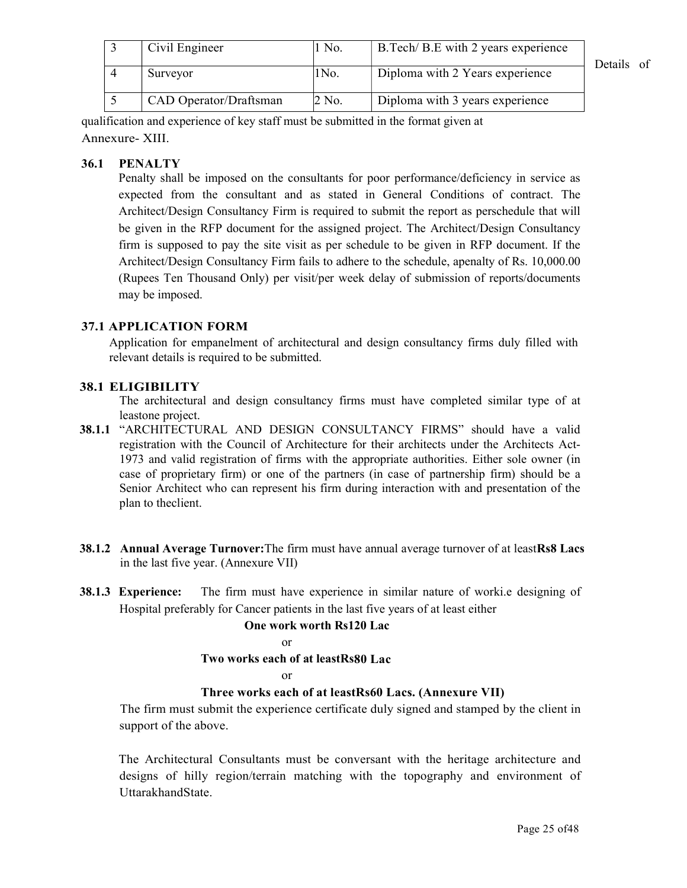| 3 | Civil Engineer | 1 No. | B.Tech/ B.E with 2 years experience |
|---|---|---|---|
| 4 | Surveyor | 1No. | Diploma with 2 Years experience |
| 5 | CAD Operator/Draftsman | 2 No. | Diploma with 3 years experience |

Details of qualification and experience of key staff must be submitted in the format given at Annexure- XIII.

**36.1 PENALTY**

Penalty shall be imposed on the consultants for poor performance/deficiency in service as expected from the consultant and as stated in General Conditions of contract. The Architect/Design Consultancy Firm is required to submit the report as perschedule that will be given in the RFP document for the assigned project. The Architect/Design Consultancy firm is supposed to pay the site visit as per schedule to be given in RFP document. If the Architect/Design Consultancy Firm fails to adhere to the schedule, apenalty of Rs. 10,000.00 (Rupees Ten Thousand Only) per visit/per week delay of submission of reports/documents may be imposed.

**37.1 APPLICATION FORM**

Application for empanelment of architectural and design consultancy firms duly filled with relevant details is required to be submitted.

**38.1 ELIGIBILITY**

The architectural and design consultancy firms must have completed similar type of at leastone project.

**38.1.1** "ARCHITECTURAL AND DESIGN CONSULTANCY FIRMS" should have a valid registration with the Council of Architecture for their architects under the Architects Act-1973 and valid registration of firms with the appropriate authorities. Either sole owner (in case of proprietary firm) or one of the partners (in case of partnership firm) should be a Senior Architect who can represent his firm during interaction with and presentation of the plan to theclient.

**38.1.2 Annual Average Turnover:** The firm must have annual average turnover of at least **Rs8 Lacs** in the last five year. (Annexure VII)

**38.1.3 Experience:** The firm must have experience in similar nature of worki.e designing of Hospital preferably for Cancer patients in the last five years of at least either

**One work worth Rs120 Lac**

or

**Two works each of at leastRs80 Lac**

or

**Three works each of at leastRs60 Lacs. (Annexure VII)**

The firm must submit the experience certificate duly signed and stamped by the client in support of the above.

The Architectural Consultants must be conversant with the heritage architecture and designs of hilly region/terrain matching with the topography and environment of UttarakhandState.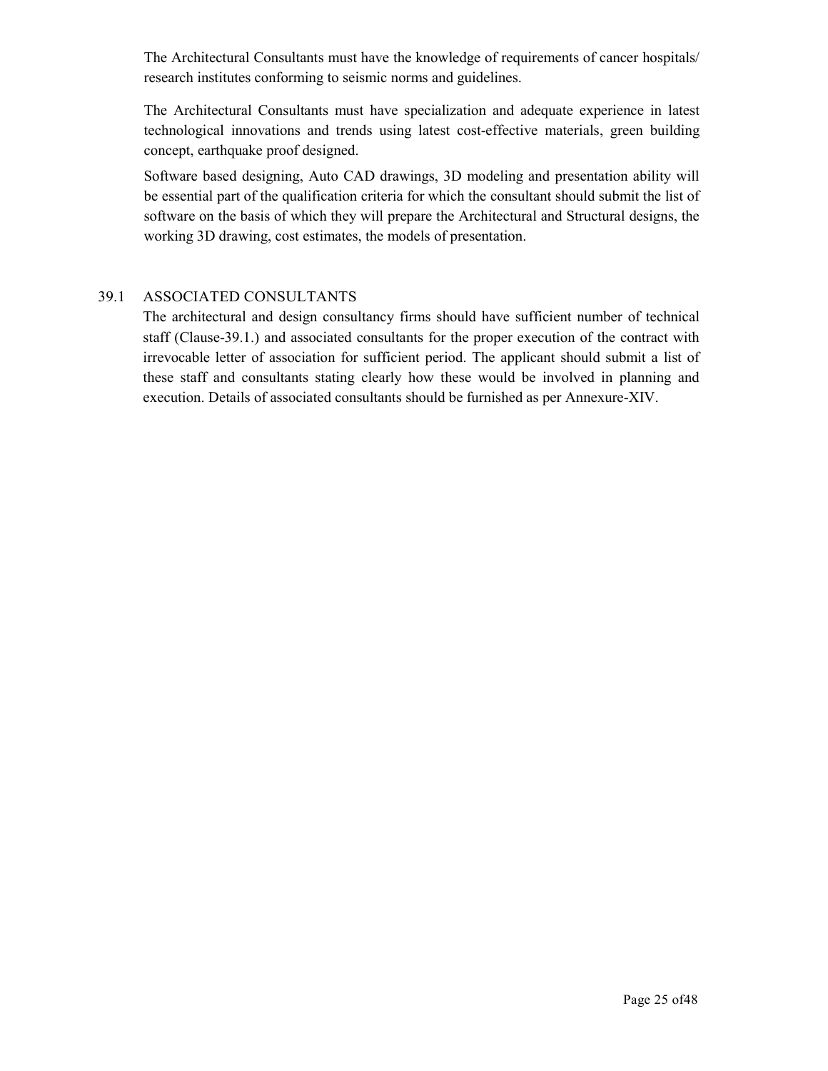The Architectural Consultants must have the knowledge of requirements of cancer hospitals/ research institutes conforming to seismic norms and guidelines.

The Architectural Consultants must have specialization and adequate experience in latest technological innovations and trends using latest cost-effective materials, green building concept, earthquake proof designed.

Software based designing, Auto CAD drawings, 3D modeling and presentation ability will be essential part of the qualification criteria for which the consultant should submit the list of software on the basis of which they will prepare the Architectural and Structural designs, the working 3D drawing, cost estimates, the models of presentation.

## 39.1 ASSOCIATED CONSULTANTS

The architectural and design consultancy firms should have sufficient number of technical staff (Clause-39.1.) and associated consultants for the proper execution of the contract with irrevocable letter of association for sufficient period. The applicant should submit a list of these staff and consultants stating clearly how these would be involved in planning and execution. Details of associated consultants should be furnished as per Annexure-XIV.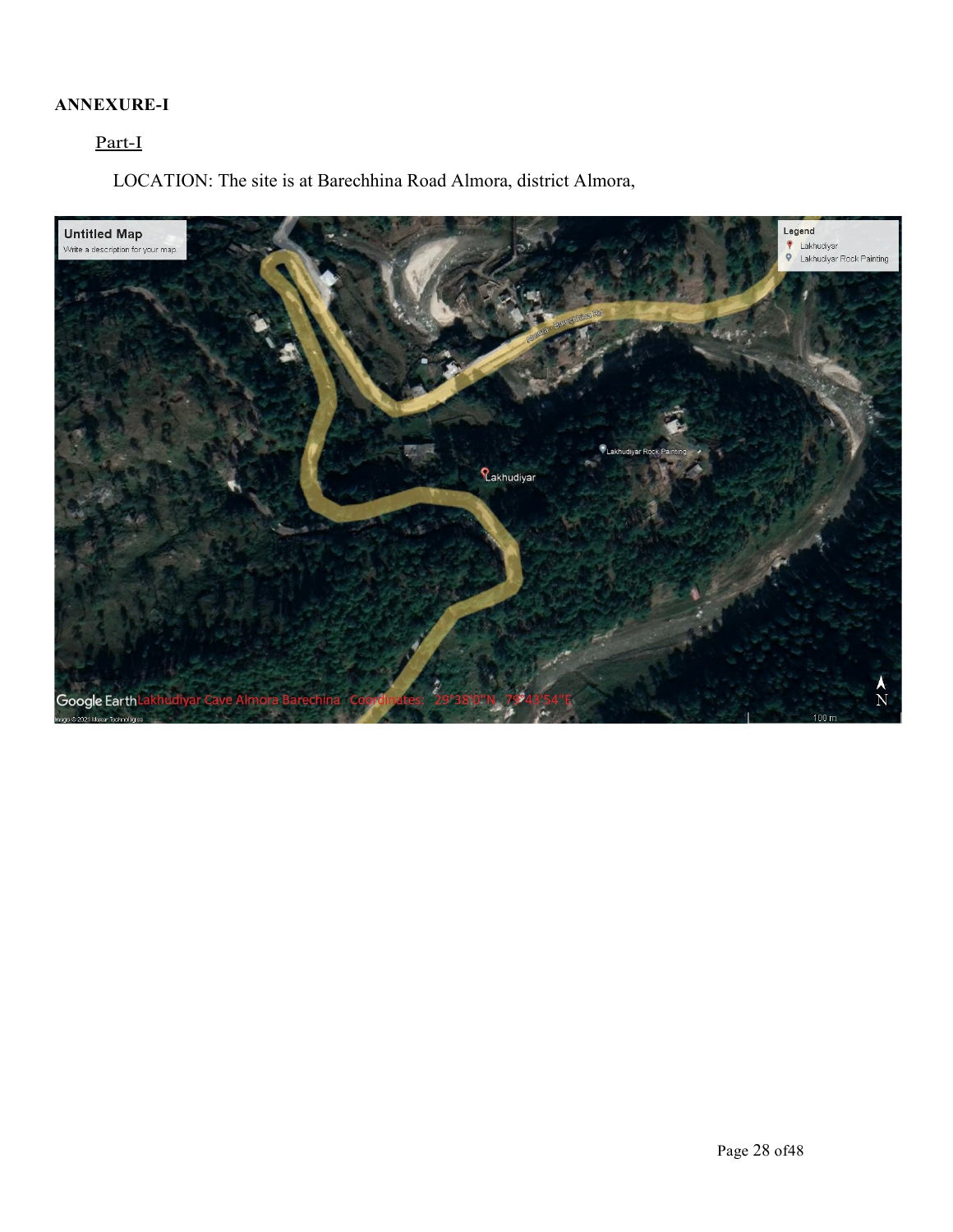**ANNEXURE-I**

Part-I

LOCATION: The site is at Barechhina Road Almora, district Almora,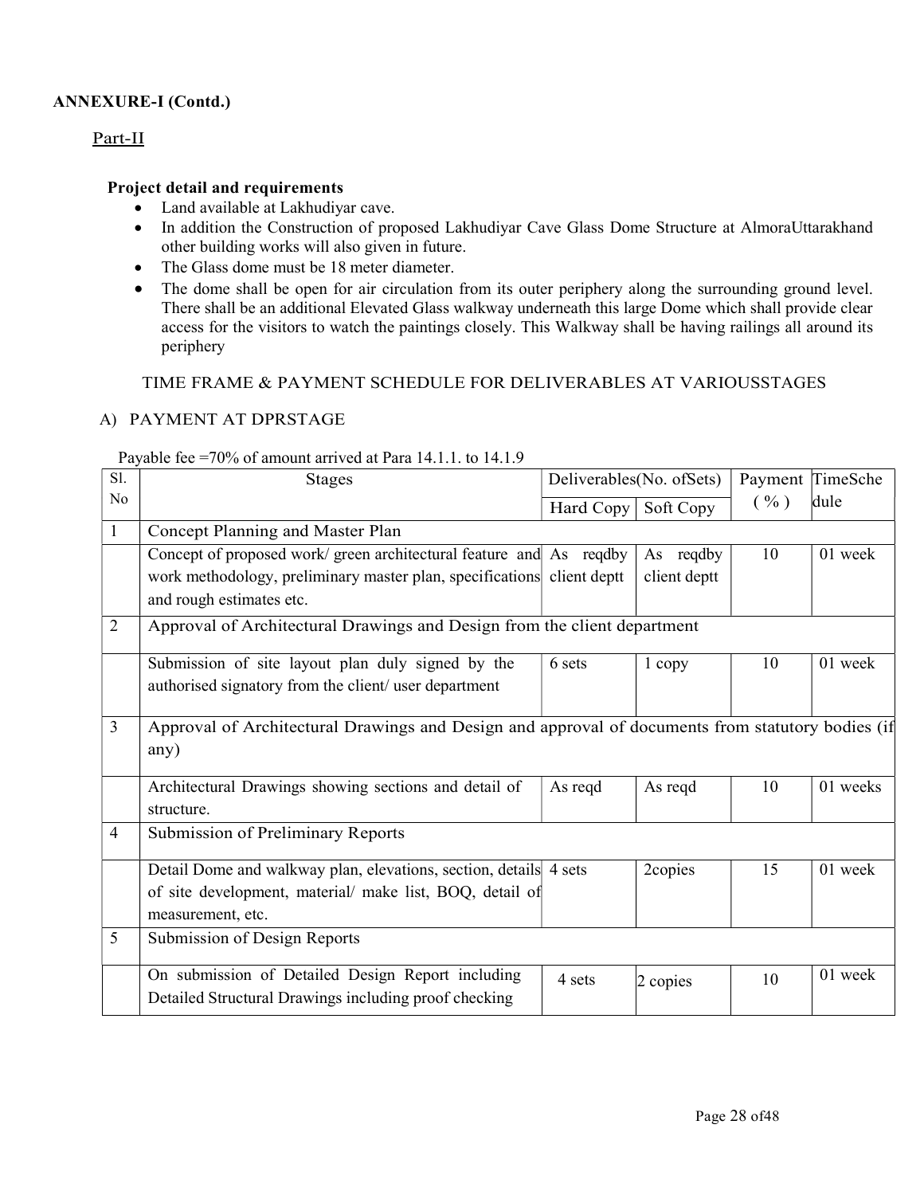**ANNEXURE-I (Contd.)**

Part-II

**Project detail and requirements**

- Land available at Lakhudiyar cave.
- In addition the Construction of proposed Lakhudiyar Cave Glass Dome Structure at AlmoraUttarakhand other building works will also given in future.
- The Glass dome must be 18 meter diameter.
- The dome shall be open for air circulation from its outer periphery along the surrounding ground level. There shall be an additional Elevated Glass walkway underneath this large Dome which shall provide clear access for the visitors to watch the paintings closely. This Walkway shall be having railings all around its periphery

TIME FRAME & PAYMENT SCHEDULE FOR DELIVERABLES AT VARIOUSSTAGES

A) PAYMENT AT DPRSTAGE

Payable fee =70% of amount arrived at Para 14.1.1. to 14.1.9

| Sl. No | Stages | Deliverables(No. ofSets) | | Payment ( % ) | TimeSchedule |
|---|---|---|---|---|---|
| | | Hard Copy | Soft Copy | | |
| 1 | Concept Planning and Master Plan | | | | |
| | Concept of proposed work/ green architectural feature and work methodology, preliminary master plan, specifications and rough estimates etc. | As reqdby client deptt | As reqdby client deptt | 10 | 01 week |
| 2 | Approval of Architectural Drawings and Design from the client department | | | | |
| | Submission of site layout plan duly signed by the authorised signatory from the client/ user department | 6 sets | 1 copy | 10 | 01 week |
| 3 | Approval of Architectural Drawings and Design and approval of documents from statutory bodies (if any) | | | | |
| | Architectural Drawings showing sections and detail of structure. | As reqd | As reqd | 10 | 01 weeks |
| 4 | Submission of Preliminary Reports | | | | |
| | Detail Dome and walkway plan, elevations, section, details of site development, material/ make list, BOQ, detail of measurement, etc. | 4 sets | 2copies | 15 | 01 week |
| 5 | Submission of Design Reports | | | | |
| | On submission of Detailed Design Report including Detailed Structural Drawings including proof checking | 4 sets | 2 copies | 10 | 01 week |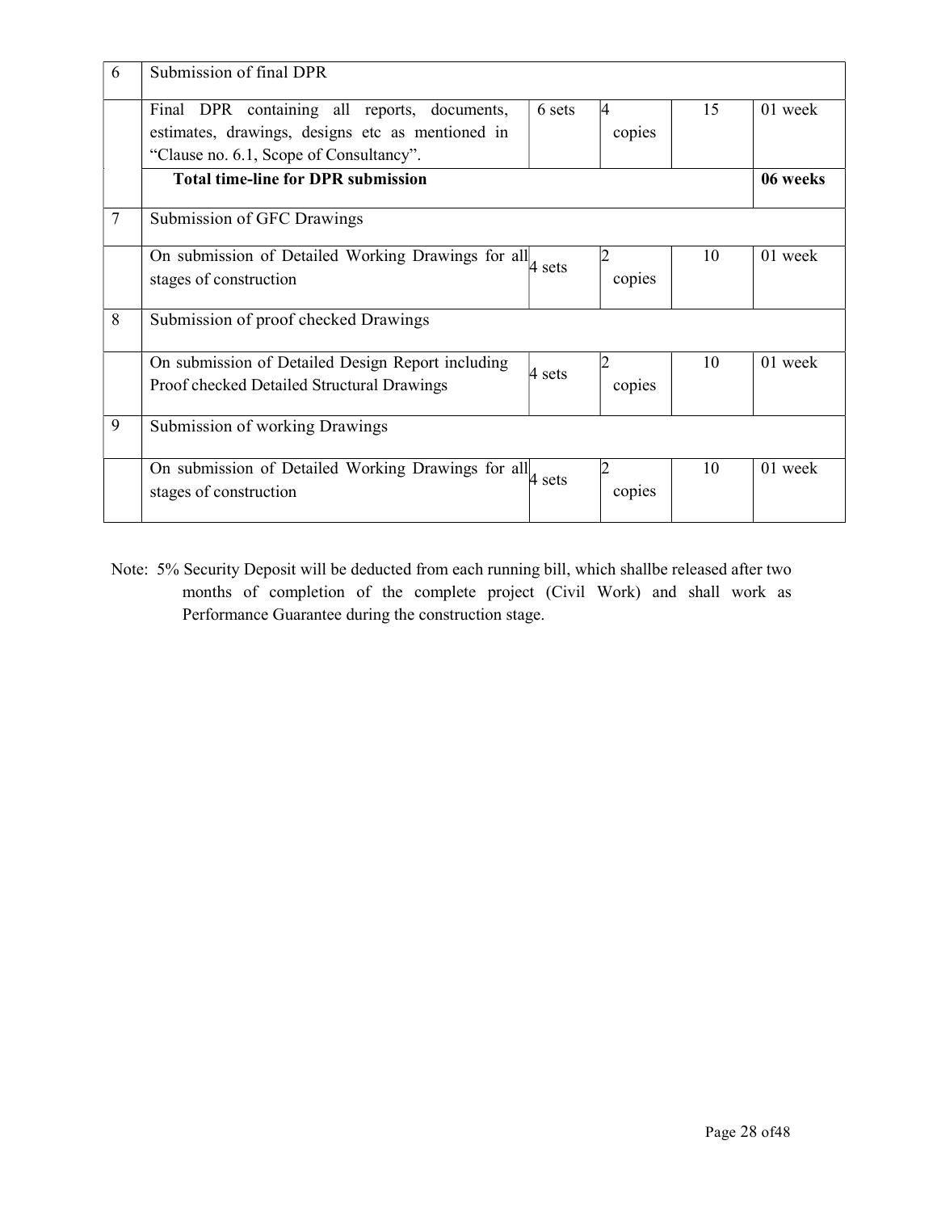| 6 | Submission of final DPR | | | | |
|---|---|---|---|---|---|
| | Final DPR containing all reports, documents, estimates, drawings, designs etc as mentioned in "Clause no. 6.1, Scope of Consultancy". | 6 sets | 4 copies | 15 | 01 week |
| | **Total time-line for DPR submission** | | | | **06 weeks** |
| 7 | Submission of GFC Drawings | | | | |
| | On submission of Detailed Working Drawings for all stages of construction | 4 sets | 2 copies | 10 | 01 week |
| 8 | Submission of proof checked Drawings | | | | |
| | On submission of Detailed Design Report including Proof checked Detailed Structural Drawings | 4 sets | 2 copies | 10 | 01 week |
| 9 | Submission of working Drawings | | | | |
| | On submission of Detailed Working Drawings for all stages of construction | 4 sets | 2 copies | 10 | 01 week |

Note: 5% Security Deposit will be deducted from each running bill, which shallbe released after two months of completion of the complete project (Civil Work) and shall work as Performance Guarantee during the construction stage.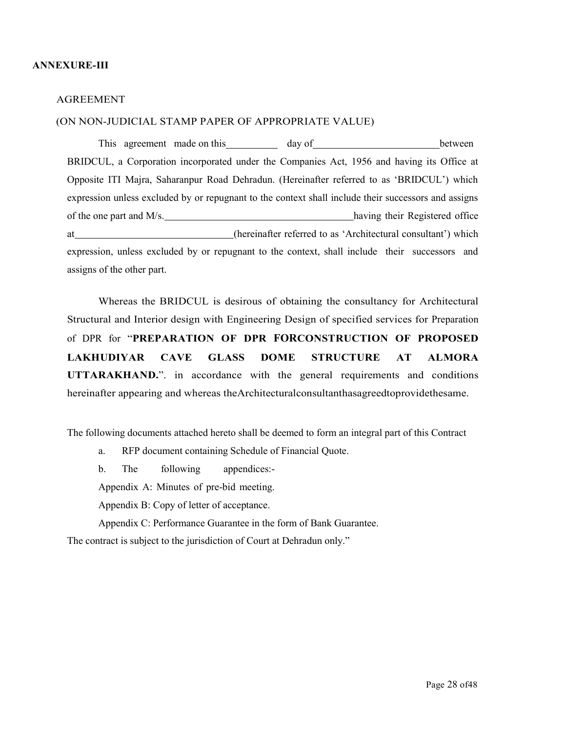**ANNEXURE-III**

AGREEMENT

(ON NON-JUDICIAL STAMP PAPER OF APPROPRIATE VALUE)

This agreement made on this __________ day of __________________________ between BRIDCUL, a Corporation incorporated under the Companies Act, 1956 and having its Office at Opposite ITI Majra, Saharanpur Road Dehradun. (Hereinafter referred to as 'BRIDCUL') which expression unless excluded by or repugnant to the context shall include their successors and assigns of the one part and M/s.______________________________________having their Registered office at________________________________(hereinafter referred to as 'Architectural consultant') which expression, unless excluded by or repugnant to the context, shall include their successors and assigns of the other part.

Whereas the BRIDCUL is desirous of obtaining the consultancy for Architectural Structural and Interior design with Engineering Design of specified services for Preparation of DPR for "**PREPARATION OF DPR FORCONSTRUCTION OF PROPOSED LAKHUDIYAR CAVE GLASS DOME STRUCTURE AT ALMORA UTTARAKHAND.**". in accordance with the general requirements and conditions hereinafter appearing and whereas theArchitecturalconsultanthasagreedtoprovidethesame.

The following documents attached hereto shall be deemed to form an integral part of this Contract

a. RFP document containing Schedule of Financial Quote.

b. The following appendices:-

Appendix A: Minutes of pre-bid meeting.

Appendix B: Copy of letter of acceptance.

Appendix C: Performance Guarantee in the form of Bank Guarantee.

The contract is subject to the jurisdiction of Court at Dehradun only."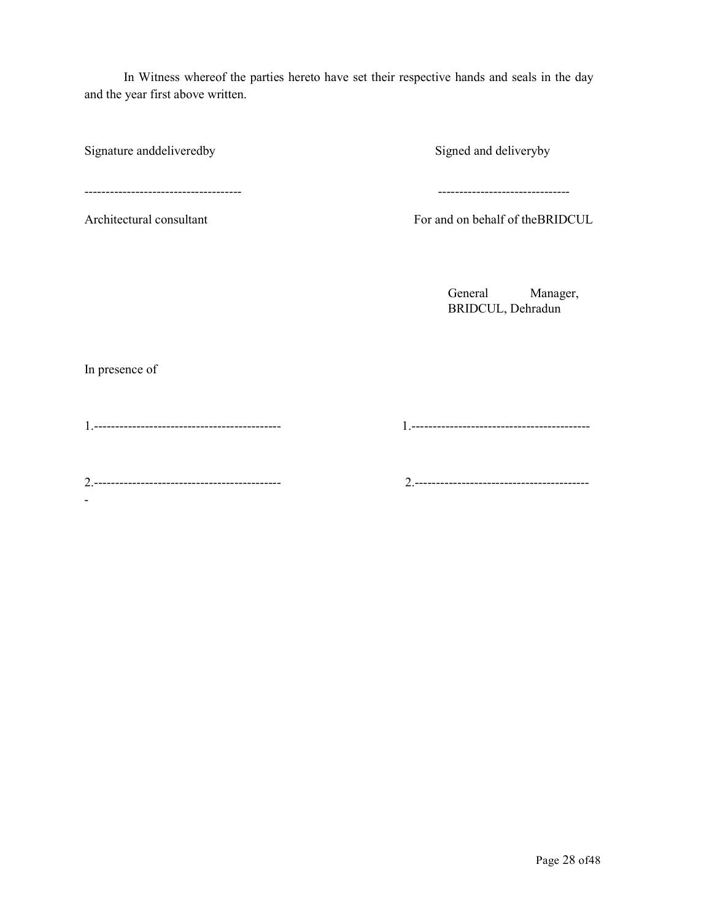In Witness whereof the parties hereto have set their respective hands and seals in the day and the year first above written.

| Signature anddeliveredby | Signed and deliveryby |
|---|---|
| ------------------------------------- | ------------------------------- |
| Architectural consultant | For and on behalf of theBRIDCUL |
| | General Manager, BRIDCUL, Dehradun |

In presence of

| | |
|---|---|
| 1.-------------------------------------------- | 1.------------------------------------------ |
| 2.-------------------------------------------- - | 2.------------------------------------------ |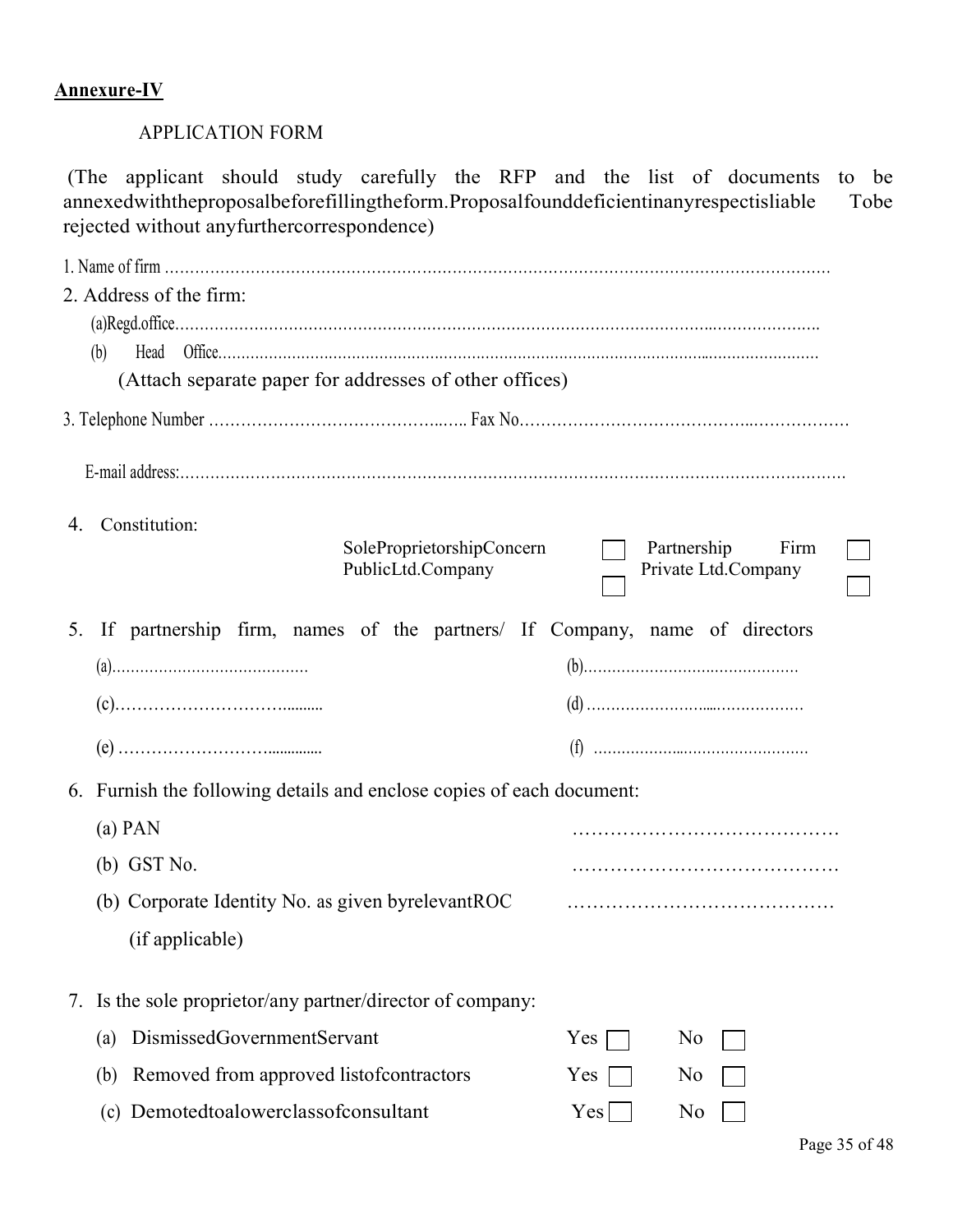**Annexure-IV**

APPLICATION FORM

(The applicant should study carefully the RFP and the list of documents to be annexedwiththeproposalbeforefillingtheform.Proposalfounddeficientinanyrespectisliable Tobe rejected without anyfurthercorrespondence)

1. Name of firm ………………………………………………………………………………………………………………

2. Address of the firm:

   (a)Regd.office…………………………………………………………………………………………………………

   (b) Head Office…………………………………………………………………………………………………………

   (Attach separate paper for addresses of other offices)

3. Telephone Number …………………………………….….. Fax No……………………………………..………………

   E-mail address:…………………………………………………………………………………………………………

4. Constitution:

   SoleProprietorshipConcern ☐ Partnership Firm ☐
   PublicLtd.Company ☐ Private Ltd.Company ☐

5. If partnership firm, names of the partners/ If Company, name of directors

   (a)…………………………………… (b)………………………………………

   (c)………………………….......... (d) ……………………....………………

   (e) ……………………….............. (f) ……………..………………………

6. Furnish the following details and enclose copies of each document:

   (a) PAN ……………………………………

   (b) GST No. ……………………………………

   (b) Corporate Identity No. as given byrelevantROC (if applicable) ……………………………………

7. Is the sole proprietor/any partner/director of company:

   (a) DismissedGovernmentServant Yes ☐ No ☐

   (b) Removed from approved listofcontractors Yes ☐ No ☐

   (c) Demotedtoalowerclassofconsultant Yes ☐ No ☐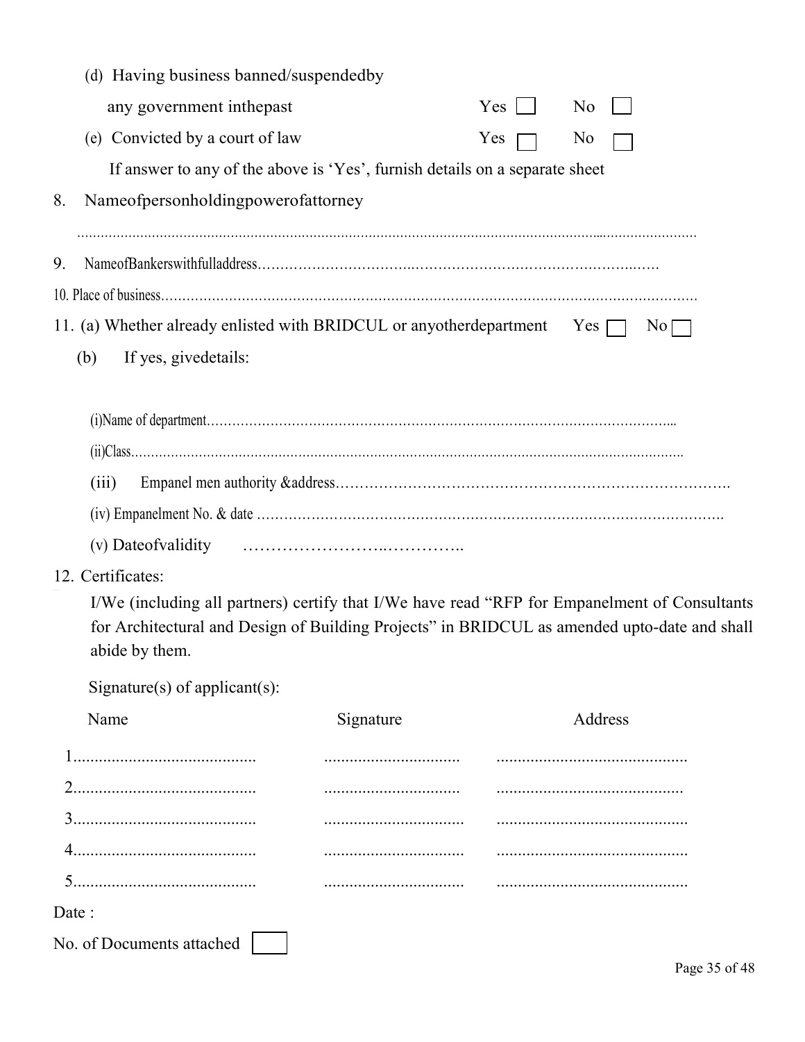(d) Having business banned/suspendedby any government inthepast Yes ☐ No ☐

(e) Convicted by a court of law Yes ☐ No ☐

If answer to any of the above is 'Yes', furnish details on a separate sheet

8. Nameofpersonholdingpowerofattorney

.............................................................................................................................................................

9. NameofBankerswithfulladdress……………………………..……………………………………………..……

10. Place of business……………………………………………………………………………………………………

11. (a) Whether already enlisted with BRIDCUL or anyotherdepartment Yes ☐ No ☐

(b) If yes, givedetails:

(i)Name of department…………………………………………………………………………………………...

(ii)Class……………………………………………………………………………………………………………….

(iii) Empanel men authority &address……………………………………………………………………….

(iv) Empanelment No. & date ……………………………………………………………………………………….

(v) Dateofvalidity ……………………..…………..

12. Certificates:

I/We (including all partners) certify that I/We have read "RFP for Empanelment of Consultants for Architectural and Design of Building Projects" in BRIDCUL as amended upto-date and shall abide by them.

Signature(s) of applicant(s):

| Name | Signature | Address |
|---|---|---|
| 1.......................................... | ............................... | ............................................ |
| 2.......................................... | ............................... | ............................................ |
| 3.......................................... | ............................... | ............................................ |
| 4.......................................... | ............................... | ............................................ |
| 5.......................................... | ............................... | ............................................ |

Date :

No. of Documents attached ☐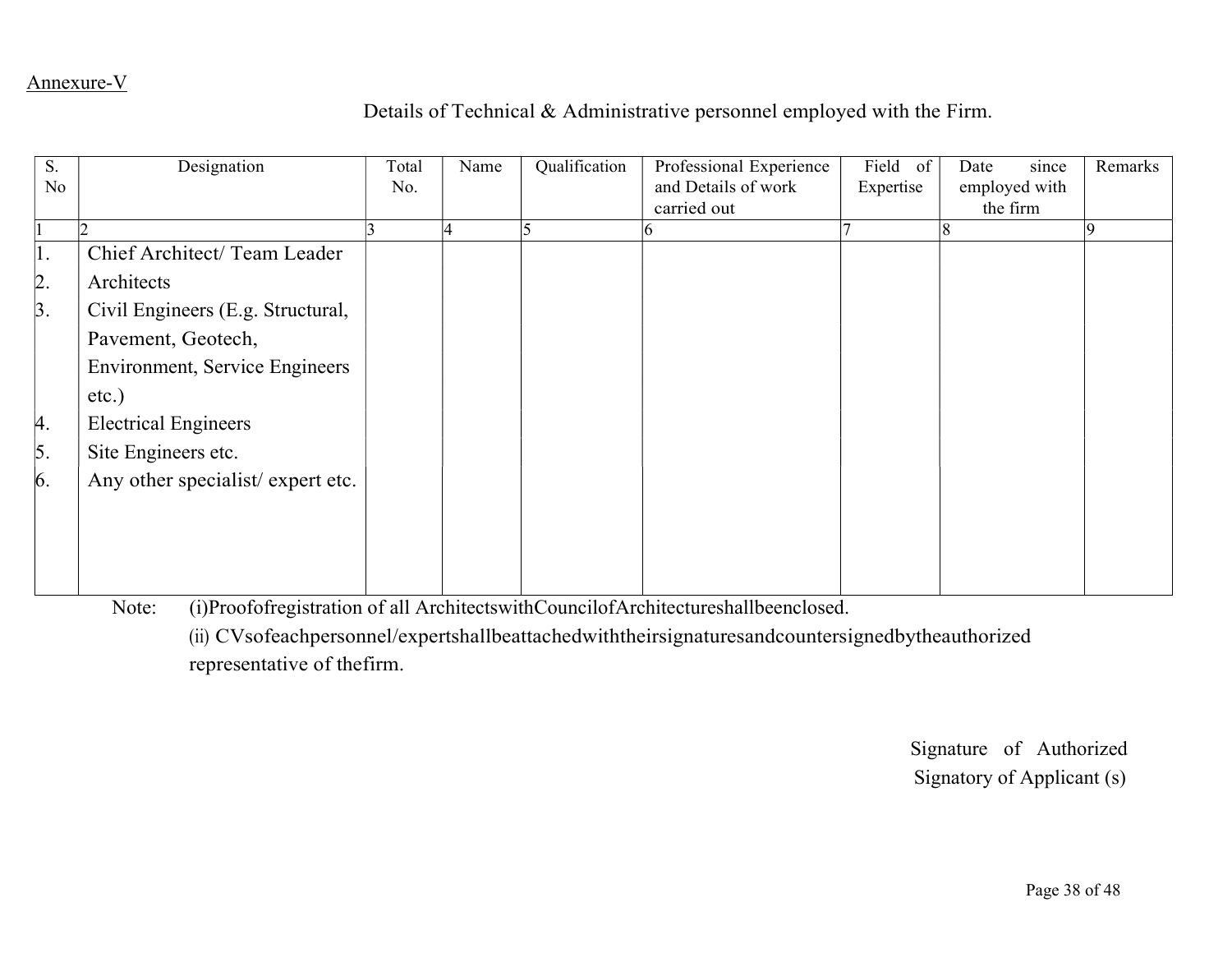Annexure-V

Details of Technical & Administrative personnel employed with the Firm.

| S. No | Designation | Total No. | Name | Qualification | Professional Experience and Details of work carried out | Field of Expertise | Date since employed with the firm | Remarks |
|---|---|---|---|---|---|---|---|---|
| 1 | 2 | 3 | 4 | 5 | 6 | 7 | 8 | 9 |
| 1. | Chief Architect/ Team Leader | | | | | | | |
| 2. | Architects | | | | | | | |
| 3. | Civil Engineers (E.g. Structural, Pavement, Geotech, Environment, Service Engineers etc.) | | | | | | | |
| 4. | Electrical Engineers | | | | | | | |
| 5. | Site Engineers etc. | | | | | | | |
| 6. | Any other specialist/ expert etc. | | | | | | | |

Note: (i)Proofofregistration of all ArchitectswithCouncilofArchitectureshallbeenclosed.

(ii) CVsofeachpersonnel/expertshallbeattachedwiththeirsignaturesandcountersignedbytheauthorized representative of thefirm.

Signature of Authorized Signatory of Applicant (s)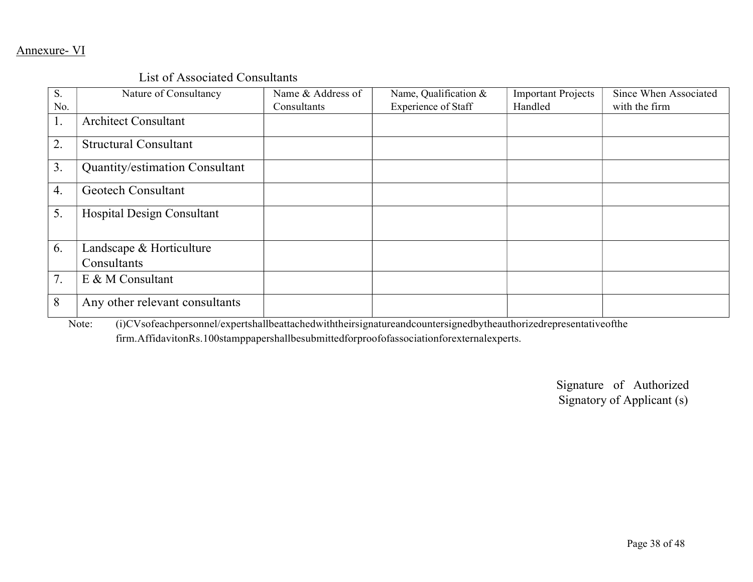Annexure- VI

List of Associated Consultants

| S. No. | Nature of Consultancy | Name & Address of Consultants | Name, Qualification & Experience of Staff | Important Projects Handled | Since When Associated with the firm |
|---|---|---|---|---|---|
| 1. | Architect Consultant | | | | |
| 2. | Structural Consultant | | | | |
| 3. | Quantity/estimation Consultant | | | | |
| 4. | Geotech Consultant | | | | |
| 5. | Hospital Design Consultant | | | | |
| 6. | Landscape & Horticulture Consultants | | | | |
| 7. | E & M Consultant | | | | |
| 8 | Any other relevant consultants | | | | |

Note: (i)CVsofeachpersonnel/expertsshallbeattachedwiththeirsignatureandcountersignedbytheauthorizedrepresentativeofthe firm.AffidavitonRs.100stamppapershallbesubmittedforproofofassociationforexternalexperts.

Signature of Authorized Signatory of Applicant (s)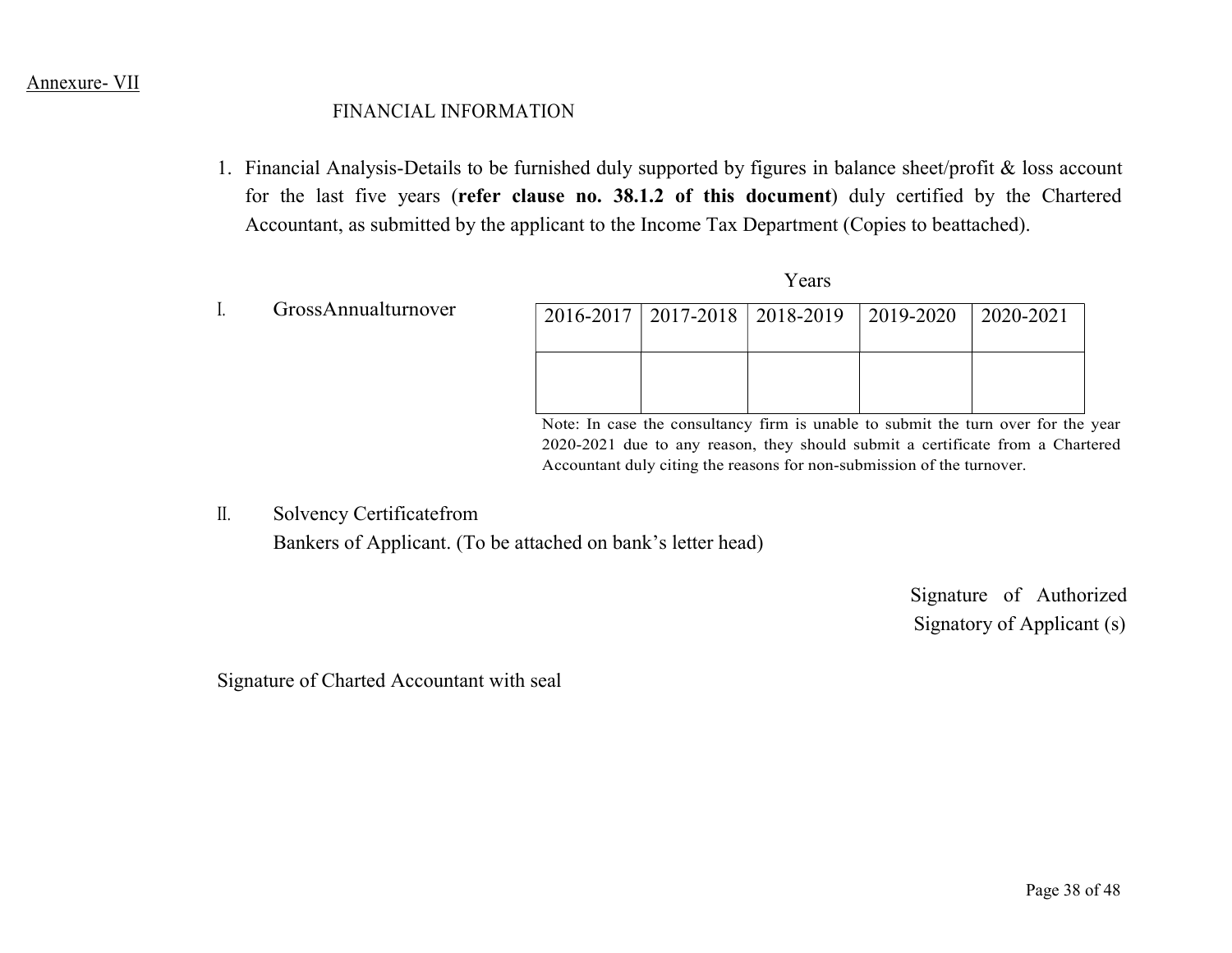Annexure- VII

## FINANCIAL INFORMATION

1. Financial Analysis-Details to be furnished duly supported by figures in balance sheet/profit & loss account for the last five years (**refer clause no. 38.1.2 of this document**) duly certified by the Chartered Accountant, as submitted by the applicant to the Income Tax Department (Copies to beattached).

I. GrossAnnualturnover

Years

| 2016-2017 | 2017-2018 | 2018-2019 | 2019-2020 | 2020-2021 |
|---|---|---|---|---|
| | | | | |

Note: In case the consultancy firm is unable to submit the turn over for the year 2020-2021 due to any reason, they should submit a certificate from a Chartered Accountant duly citing the reasons for non-submission of the turnover.

II. Solvency Certificatefrom Bankers of Applicant. (To be attached on bank's letter head)

Signature of Authorized Signatory of Applicant (s)

Signature of Charted Accountant with seal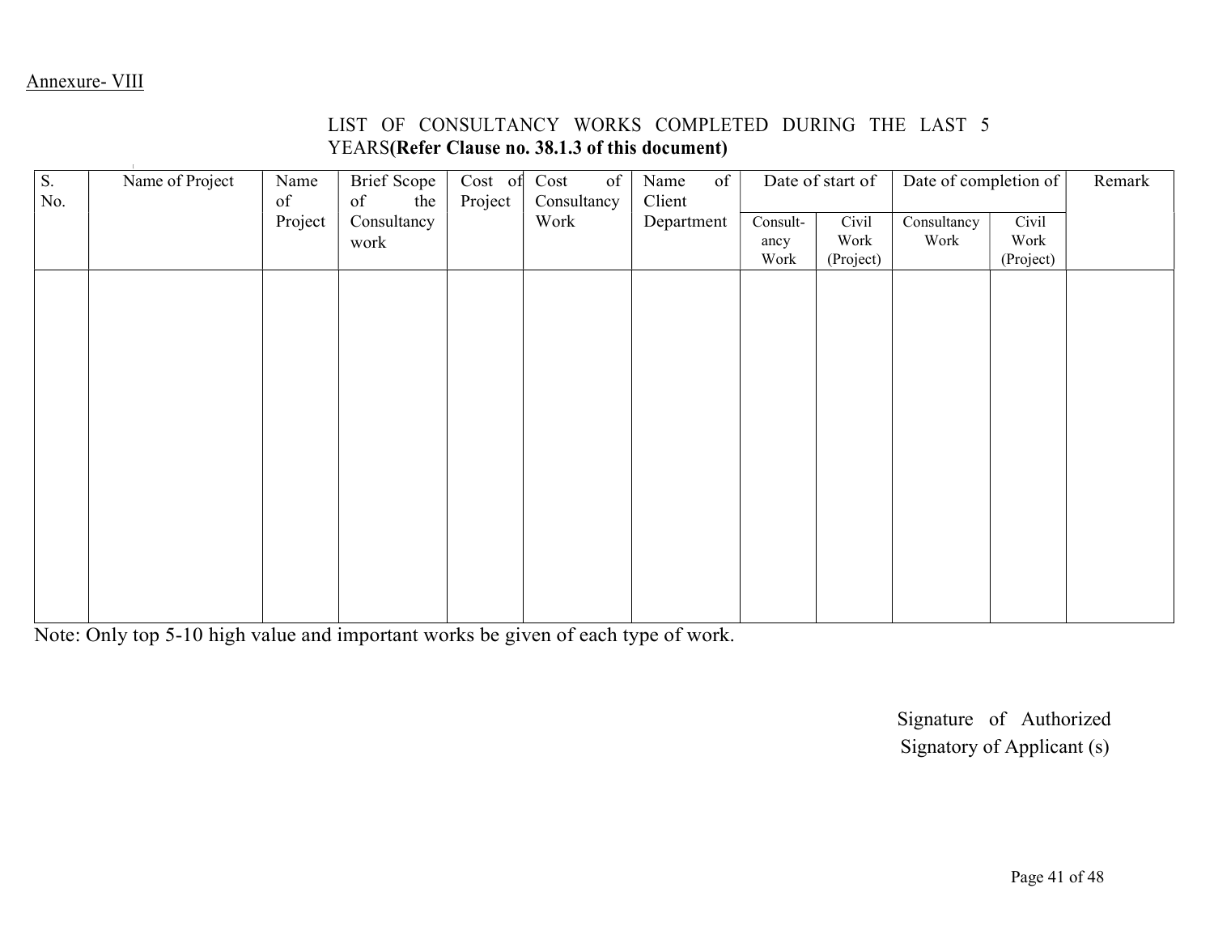Annexure- VIII

## LIST OF CONSULTANCY WORKS COMPLETED DURING THE LAST 5 YEARS**(Refer Clause no. 38.1.3 of this document)**

| S. No. | Name of Project | Name of Project | Brief Scope of the Consultancy work | Cost of Project | Cost of Consultancy Work | Name of Client Department | Date of start of | | Date of completion of | | Remark |
|---|---|---|---|---|---|---|---|---|---|---|---|
| | | | | | | | Consult-ancy Work | Civil Work (Project) | Consultancy Work | Civil Work (Project) | |
| | | | | | | | | | | | |

Note: Only top 5-10 high value and important works be given of each type of work.

Signature of Authorized Signatory of Applicant (s)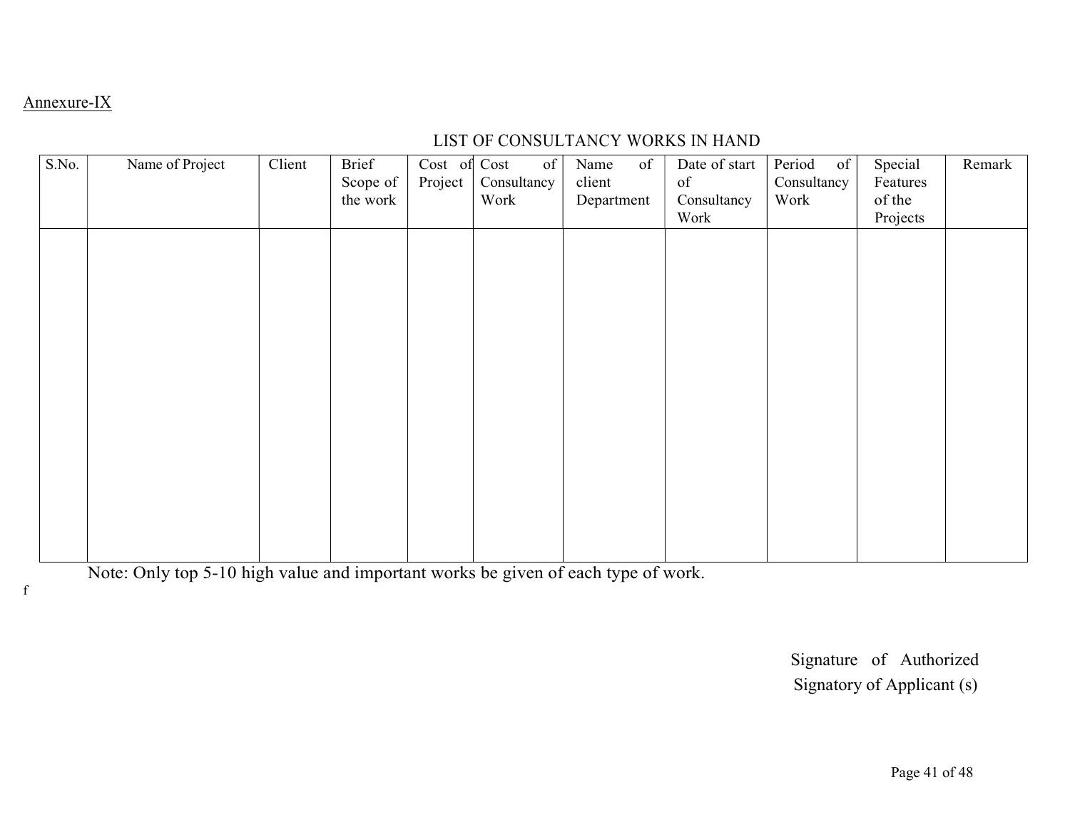Annexure-IX

## LIST OF CONSULTANCY WORKS IN HAND

| S.No. | Name of Project | Client | Brief Scope of the work | Cost of Project | Cost of Consultancy Work | Name of client Department | Date of start of Consultancy Work | Period of Consultancy Work | Special Features of the Projects | Remark |
|---|---|---|---|---|---|---|---|---|---|---|
| | | | | | | | | | | |

Note: Only top 5-10 high value and important works be given of each type of work.

f

Signature of Authorized Signatory of Applicant (s)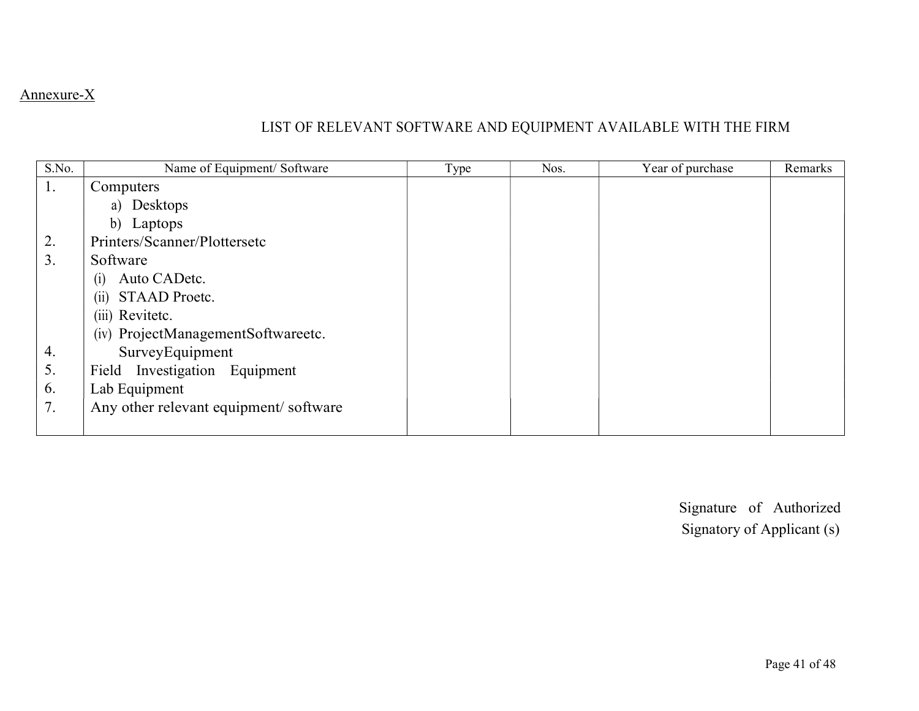Annexure-X

## LIST OF RELEVANT SOFTWARE AND EQUIPMENT AVAILABLE WITH THE FIRM

| S.No. | Name of Equipment/ Software | Type | Nos. | Year of purchase | Remarks |
|---|---|---|---|---|---|
| 1. | Computers | | | | |
| | a) Desktops | | | | |
| | b) Laptops | | | | |
| 2. | Printers/Scanner/Plottersetc | | | | |
| 3. | Software | | | | |
| | (i) Auto CADetc. | | | | |
| | (ii) STAAD Proetc. | | | | |
| | (iii) Revitetc. | | | | |
| | (iv) ProjectManagementSoftwareetc. | | | | |
| 4. | SurveyEquipment | | | | |
| 5. | Field Investigation Equipment | | | | |
| 6. | Lab Equipment | | | | |
| 7. | Any other relevant equipment/ software | | | | |

Signature of Authorized
Signatory of Applicant (s)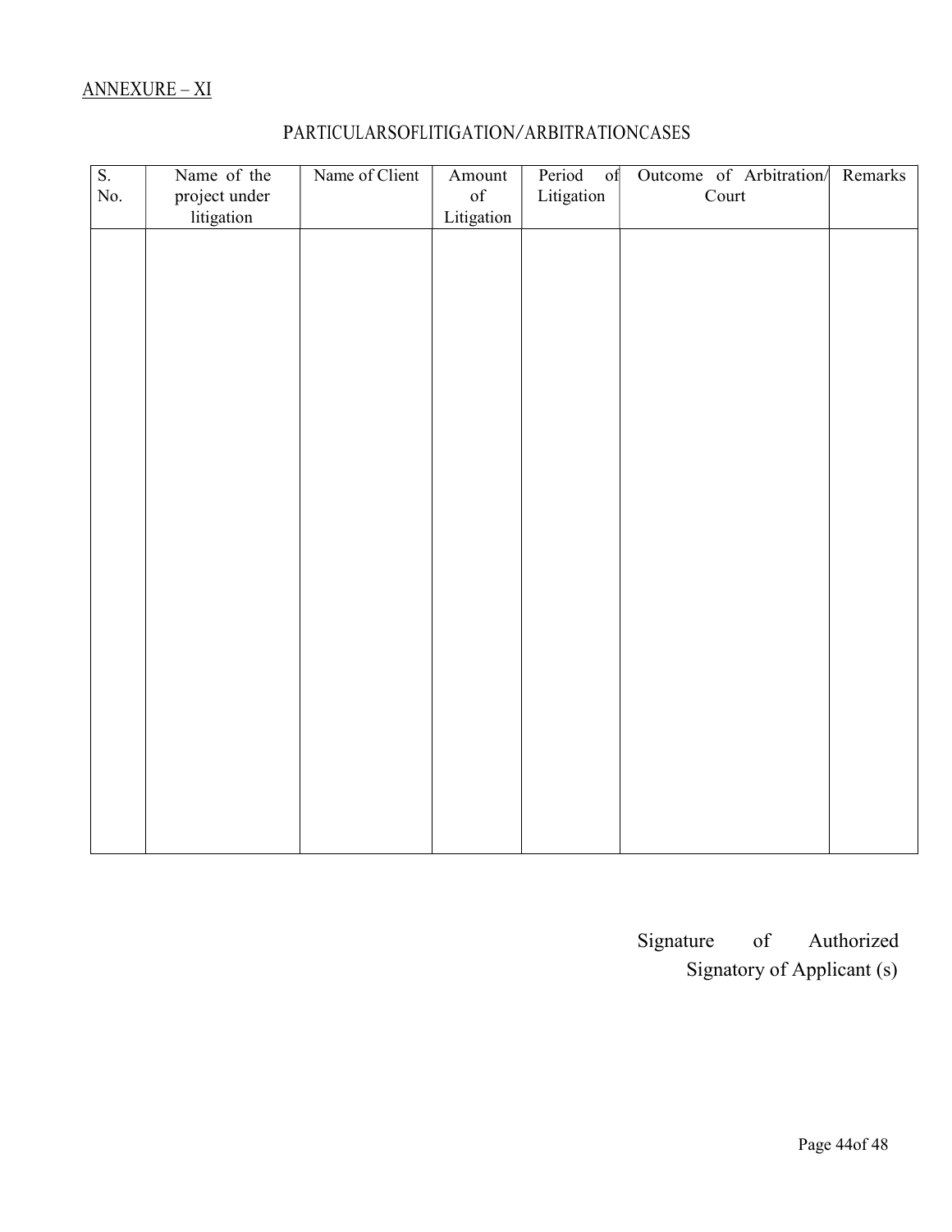ANNEXURE – XI

## PARTICULARSOFLITIGATION/ARBITRATIONCASES

| S. No. | Name of the project under litigation | Name of Client | Amount of Litigation | Period of Litigation | Outcome of Arbitration/ Court | Remarks |
|---|---|---|---|---|---|---|
| | | | | | | |

Signature of Authorized Signatory of Applicant (s)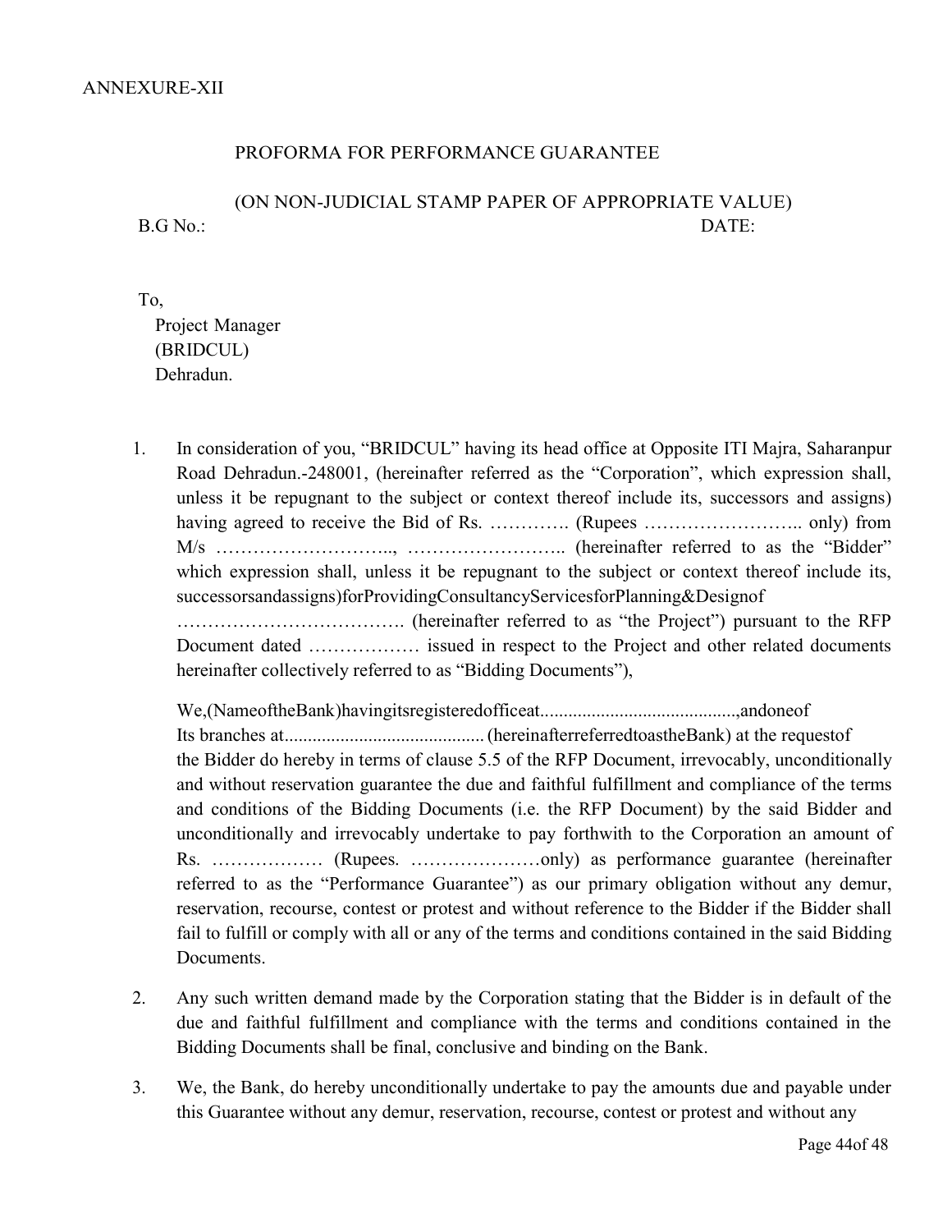ANNEXURE-XII

## PROFORMA FOR PERFORMANCE GUARANTEE

### (ON NON-JUDICIAL STAMP PAPER OF APPROPRIATE VALUE)

B.G No.: DATE:

To,
Project Manager
(BRIDCUL)
Dehradun.

1. In consideration of you, "BRIDCUL" having its head office at Opposite ITI Majra, Saharanpur Road Dehradun.-248001, (hereinafter referred as the "Corporation", which expression shall, unless it be repugnant to the subject or context thereof include its, successors and assigns) having agreed to receive the Bid of Rs. …………. (Rupees …………………….. only) from M/s ……………………….., …………………….. (hereinafter referred to as the "Bidder" which expression shall, unless it be repugnant to the subject or context thereof include its, successorsandassigns)forProvidingConsultancyServicesforPlanning&Designof ………………………………. (hereinafter referred to as "the Project") pursuant to the RFP Document dated ……………… issued in respect to the Project and other related documents hereinafter collectively referred to as "Bidding Documents"),

   We,(NameoftheBank)havingitsregisteredofficeat..........................................,andoneof Its branches at.......................................... (hereinafterreferredtoastheBank) at the requestof the Bidder do hereby in terms of clause 5.5 of the RFP Document, irrevocably, unconditionally and without reservation guarantee the due and faithful fulfillment and compliance of the terms and conditions of the Bidding Documents (i.e. the RFP Document) by the said Bidder and unconditionally and irrevocably undertake to pay forthwith to the Corporation an amount of Rs. ……………… (Rupees. …………………only) as performance guarantee (hereinafter referred to as the "Performance Guarantee") as our primary obligation without any demur, reservation, recourse, contest or protest and without reference to the Bidder if the Bidder shall fail to fulfill or comply with all or any of the terms and conditions contained in the said Bidding Documents.

2. Any such written demand made by the Corporation stating that the Bidder is in default of the due and faithful fulfillment and compliance with the terms and conditions contained in the Bidding Documents shall be final, conclusive and binding on the Bank.

3. We, the Bank, do hereby unconditionally undertake to pay the amounts due and payable under this Guarantee without any demur, reservation, recourse, contest or protest and without any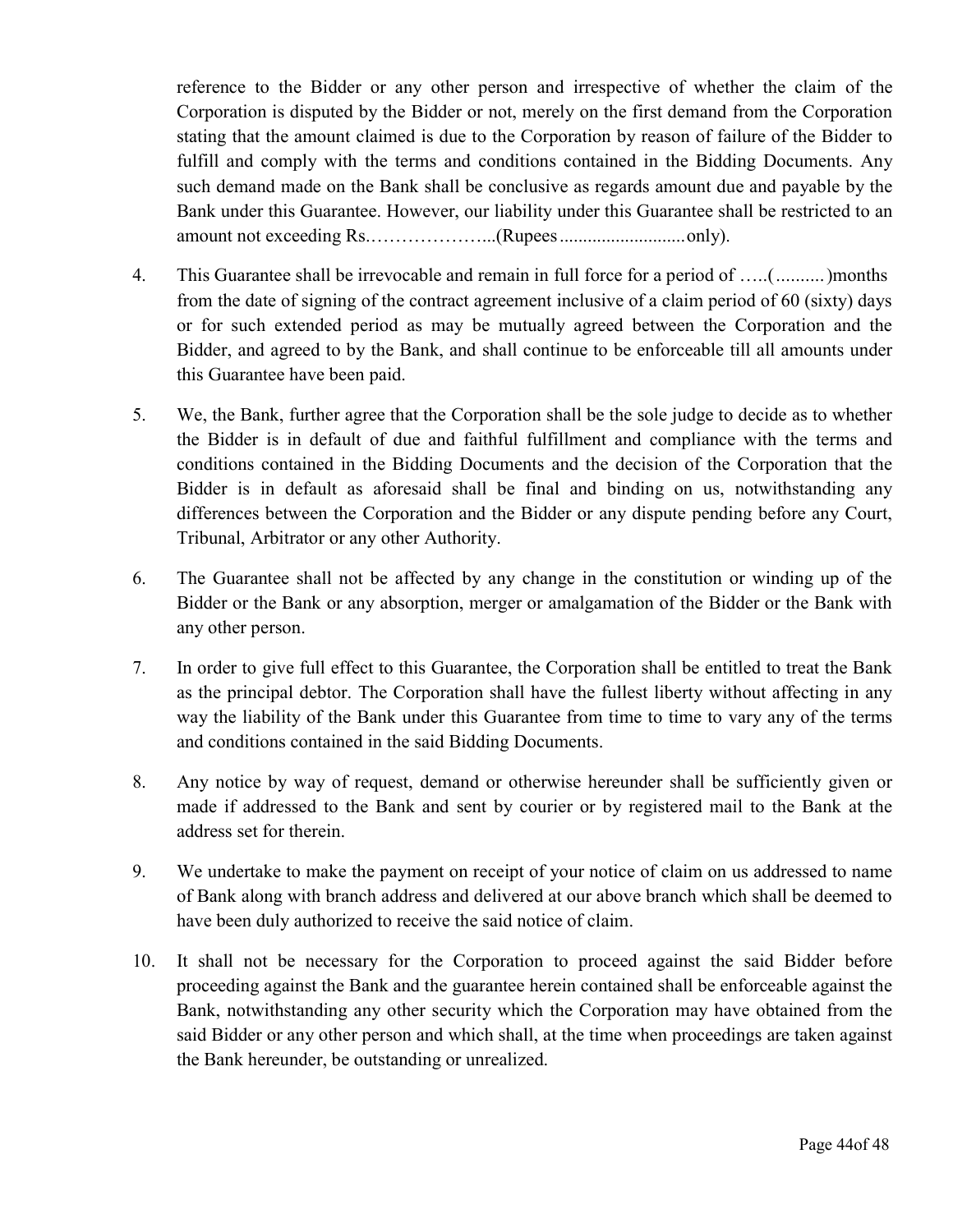reference to the Bidder or any other person and irrespective of whether the claim of the Corporation is disputed by the Bidder or not, merely on the first demand from the Corporation stating that the amount claimed is due to the Corporation by reason of failure of the Bidder to fulfill and comply with the terms and conditions contained in the Bidding Documents. Any such demand made on the Bank shall be conclusive as regards amount due and payable by the Bank under this Guarantee. However, our liability under this Guarantee shall be restricted to an amount not exceeding Rs.………………...(Rupees...........................only).

4. This Guarantee shall be irrevocable and remain in full force for a period of …..(..........)months from the date of signing of the contract agreement inclusive of a claim period of 60 (sixty) days or for such extended period as may be mutually agreed between the Corporation and the Bidder, and agreed to by the Bank, and shall continue to be enforceable till all amounts under this Guarantee have been paid.

5. We, the Bank, further agree that the Corporation shall be the sole judge to decide as to whether the Bidder is in default of due and faithful fulfillment and compliance with the terms and conditions contained in the Bidding Documents and the decision of the Corporation that the Bidder is in default as aforesaid shall be final and binding on us, notwithstanding any differences between the Corporation and the Bidder or any dispute pending before any Court, Tribunal, Arbitrator or any other Authority.

6. The Guarantee shall not be affected by any change in the constitution or winding up of the Bidder or the Bank or any absorption, merger or amalgamation of the Bidder or the Bank with any other person.

7. In order to give full effect to this Guarantee, the Corporation shall be entitled to treat the Bank as the principal debtor. The Corporation shall have the fullest liberty without affecting in any way the liability of the Bank under this Guarantee from time to time to vary any of the terms and conditions contained in the said Bidding Documents.

8. Any notice by way of request, demand or otherwise hereunder shall be sufficiently given or made if addressed to the Bank and sent by courier or by registered mail to the Bank at the address set for therein.

9. We undertake to make the payment on receipt of your notice of claim on us addressed to name of Bank along with branch address and delivered at our above branch which shall be deemed to have been duly authorized to receive the said notice of claim.

10. It shall not be necessary for the Corporation to proceed against the said Bidder before proceeding against the Bank and the guarantee herein contained shall be enforceable against the Bank, notwithstanding any other security which the Corporation may have obtained from the said Bidder or any other person and which shall, at the time when proceedings are taken against the Bank hereunder, be outstanding or unrealized.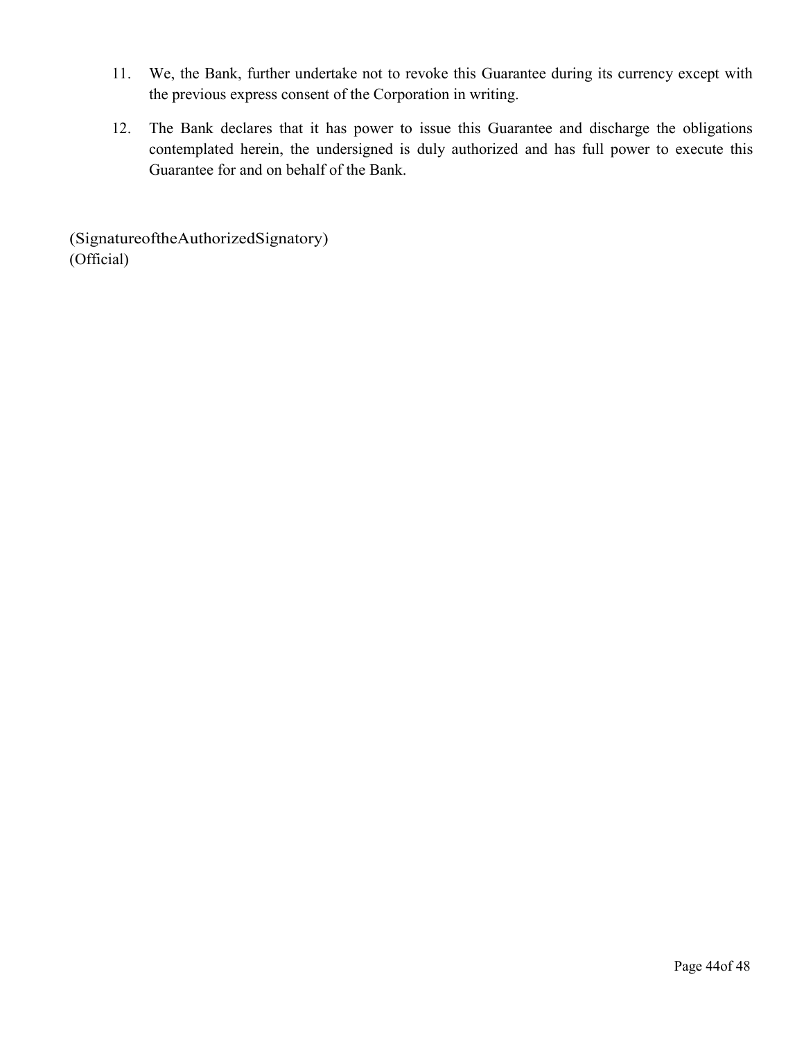11. We, the Bank, further undertake not to revoke this Guarantee during its currency except with the previous express consent of the Corporation in writing.

12. The Bank declares that it has power to issue this Guarantee and discharge the obligations contemplated herein, the undersigned is duly authorized and has full power to execute this Guarantee for and on behalf of the Bank.

(SignatureoftheAuthorizedSignatory)
(Official)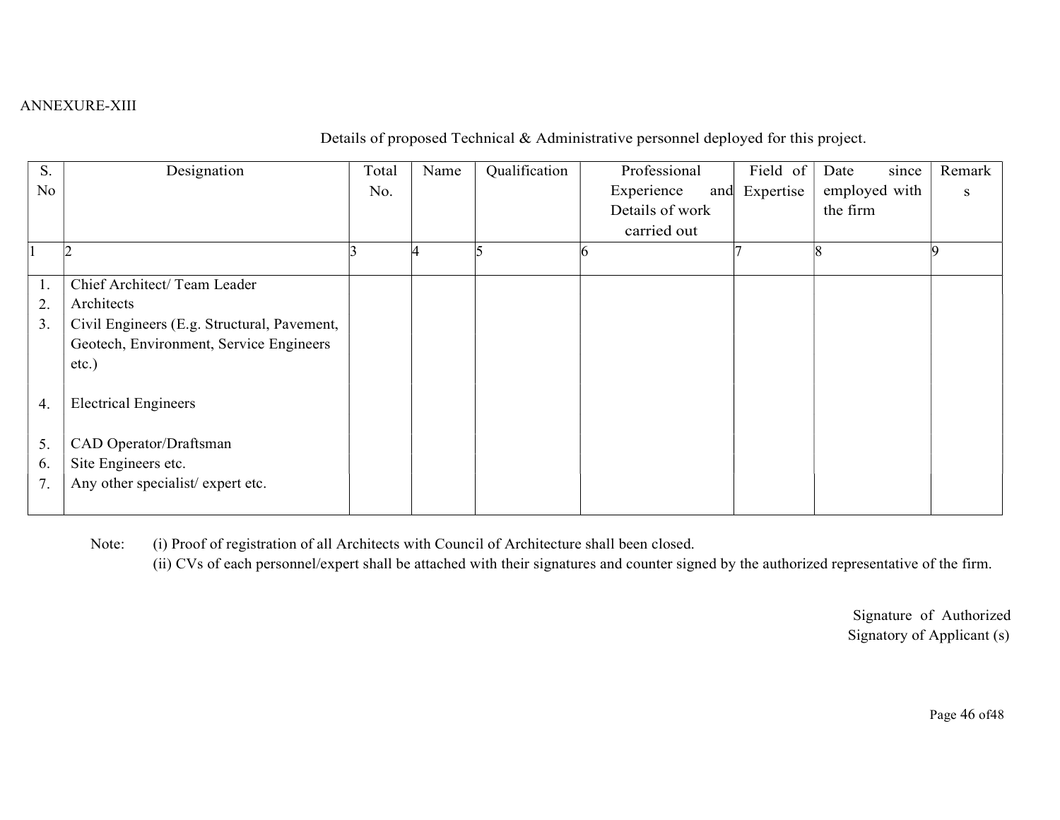ANNEXURE-XIII

Details of proposed Technical & Administrative personnel deployed for this project.

| S. No | Designation | Total No. | Name | Qualification | Professional Experience and Details of work carried out | Field of Expertise | Date since employed with the firm | Remarks |
|---|---|---|---|---|---|---|---|---|
| 1 | 2 | 3 | 4 | 5 | 6 | 7 | 8 | 9 |
| 1. | Chief Architect/ Team Leader | | | | | | | |
| 2. | Architects | | | | | | | |
| 3. | Civil Engineers (E.g. Structural, Pavement, Geotech, Environment, Service Engineers etc.) | | | | | | | |
| 4. | Electrical Engineers | | | | | | | |
| 5. | CAD Operator/Draftsman | | | | | | | |
| 6. | Site Engineers etc. | | | | | | | |
| 7. | Any other specialist/ expert etc. | | | | | | | |

Note: (i) Proof of registration of all Architects with Council of Architecture shall been closed.
(ii) CVs of each personnel/expert shall be attached with their signatures and counter signed by the authorized representative of the firm.

Signature of Authorized
Signatory of Applicant (s)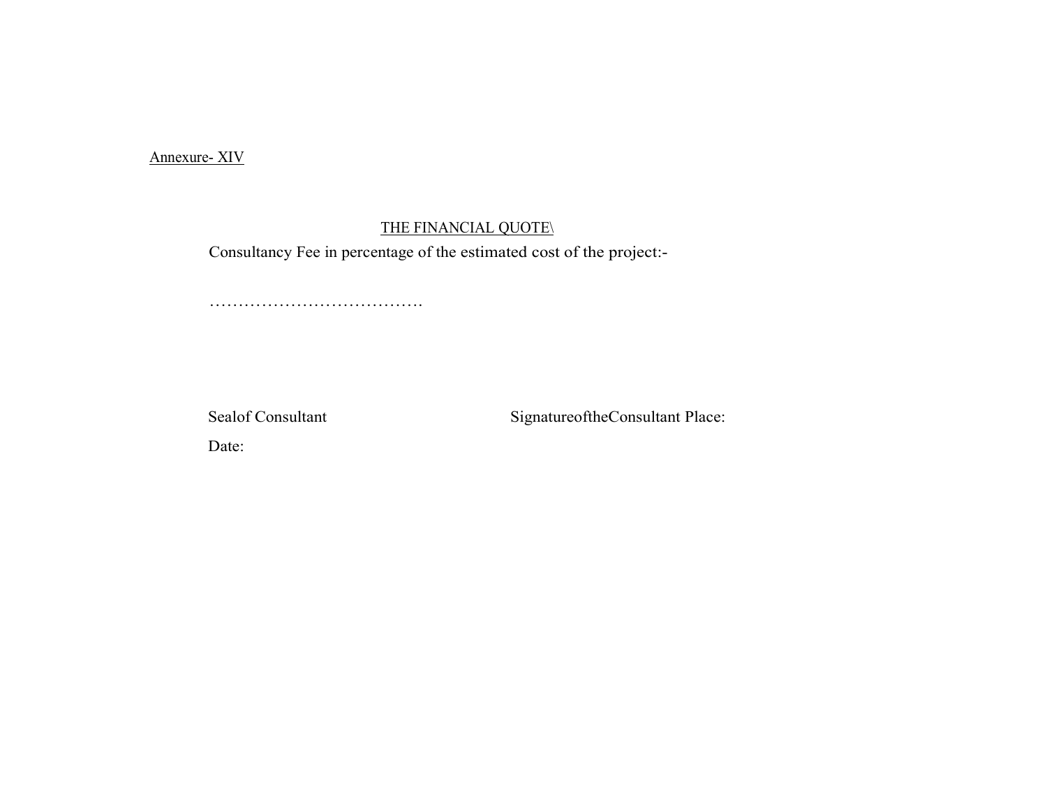Annexure- XIV

## THE FINANCIAL QUOTE\

Consultancy Fee in percentage of the estimated cost of the project:-

……………………………….

Sealof Consultant SignatureoftheConsultant Place:

Date: